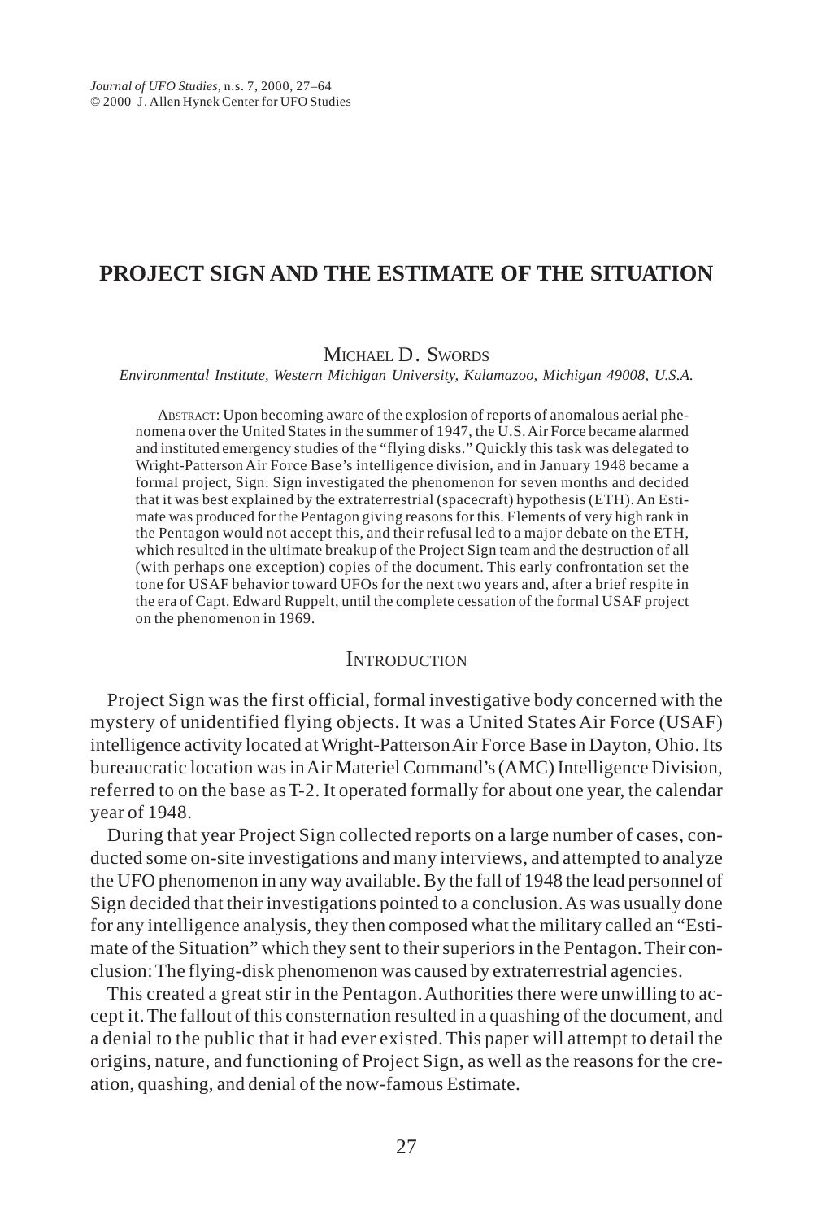*Journal of UFO Studies*, n.s. 7, 2000, 27–64
© 2000 J. Allen Hynek Center for UFO Studies

# PROJECT SIGN AND THE ESTIMATE OF THE SITUATION

MICHAEL D. SWORDS

*Environmental Institute, Western Michigan University, Kalamazoo, Michigan 49008, U.S.A.*

ABSTRACT: Upon becoming aware of the explosion of reports of anomalous aerial phenomena over the United States in the summer of 1947, the U.S. Air Force became alarmed and instituted emergency studies of the "flying disks." Quickly this task was delegated to Wright-Patterson Air Force Base's intelligence division, and in January 1948 became a formal project, Sign. Sign investigated the phenomenon for seven months and decided that it was best explained by the extraterrestrial (spacecraft) hypothesis (ETH). An Estimate was produced for the Pentagon giving reasons for this. Elements of very high rank in the Pentagon would not accept this, and their refusal led to a major debate on the ETH, which resulted in the ultimate breakup of the Project Sign team and the destruction of all (with perhaps one exception) copies of the document. This early confrontation set the tone for USAF behavior toward UFOs for the next two years and, after a brief respite in the era of Capt. Edward Ruppelt, until the complete cessation of the formal USAF project on the phenomenon in 1969.

## INTRODUCTION

Project Sign was the first official, formal investigative body concerned with the mystery of unidentified flying objects. It was a United States Air Force (USAF) intelligence activity located at Wright-Patterson Air Force Base in Dayton, Ohio. Its bureaucratic location was in Air Materiel Command's (AMC) Intelligence Division, referred to on the base as T-2. It operated formally for about one year, the calendar year of 1948.

During that year Project Sign collected reports on a large number of cases, conducted some on-site investigations and many interviews, and attempted to analyze the UFO phenomenon in any way available. By the fall of 1948 the lead personnel of Sign decided that their investigations pointed to a conclusion. As was usually done for any intelligence analysis, they then composed what the military called an "Estimate of the Situation" which they sent to their superiors in the Pentagon. Their conclusion: The flying-disk phenomenon was caused by extraterrestrial agencies.

This created a great stir in the Pentagon. Authorities there were unwilling to accept it. The fallout of this consternation resulted in a quashing of the document, and a denial to the public that it had ever existed. This paper will attempt to detail the origins, nature, and functioning of Project Sign, as well as the reasons for the creation, quashing, and denial of the now-famous Estimate.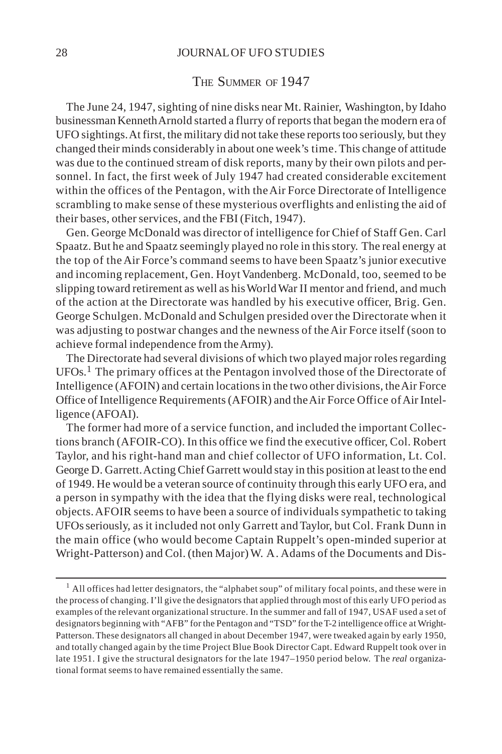## The Summer of 1947

The June 24, 1947, sighting of nine disks near Mt. Rainier, Washington, by Idaho businessman Kenneth Arnold started a flurry of reports that began the modern era of UFO sightings. At first, the military did not take these reports too seriously, but they changed their minds considerably in about one week's time. This change of attitude was due to the continued stream of disk reports, many by their own pilots and personnel. In fact, the first week of July 1947 had created considerable excitement within the offices of the Pentagon, with the Air Force Directorate of Intelligence scrambling to make sense of these mysterious overflights and enlisting the aid of their bases, other services, and the FBI (Fitch, 1947).

Gen. George McDonald was director of intelligence for Chief of Staff Gen. Carl Spaatz. But he and Spaatz seemingly played no role in this story. The real energy at the top of the Air Force's command seems to have been Spaatz's junior executive and incoming replacement, Gen. Hoyt Vandenberg. McDonald, too, seemed to be slipping toward retirement as well as his World War II mentor and friend, and much of the action at the Directorate was handled by his executive officer, Brig. Gen. George Schulgen. McDonald and Schulgen presided over the Directorate when it was adjusting to postwar changes and the newness of the Air Force itself (soon to achieve formal independence from the Army).

The Directorate had several divisions of which two played major roles regarding UFOs.[1] The primary offices at the Pentagon involved those of the Directorate of Intelligence (AFOIN) and certain locations in the two other divisions, the Air Force Office of Intelligence Requirements (AFOIR) and the Air Force Office of Air Intelligence (AFOAI).

The former had more of a service function, and included the important Collections branch (AFOIR-CO). In this office we find the executive officer, Col. Robert Taylor, and his right-hand man and chief collector of UFO information, Lt. Col. George D. Garrett. Acting Chief Garrett would stay in this position at least to the end of 1949. He would be a veteran source of continuity through this early UFO era, and a person in sympathy with the idea that the flying disks were real, technological objects. AFOIR seems to have been a source of individuals sympathetic to taking UFOs seriously, as it included not only Garrett and Taylor, but Col. Frank Dunn in the main office (who would become Captain Ruppelt's open-minded superior at Wright-Patterson) and Col. (then Major) W. A. Adams of the Documents and Dis-

---

[1] All offices had letter designators, the "alphabet soup" of military focal points, and these were in the process of changing. I'll give the designators that applied through most of this early UFO period as examples of the relevant organizational structure. In the summer and fall of 1947, USAF used a set of designators beginning with "AFB" for the Pentagon and "TSD" for the T-2 intelligence office at Wright-Patterson. These designators all changed in about December 1947, were tweaked again by early 1950, and totally changed again by the time Project Blue Book Director Capt. Edward Ruppelt took over in late 1951. I give the structural designators for the late 1947–1950 period below. The *real* organizational format seems to have remained essentially the same.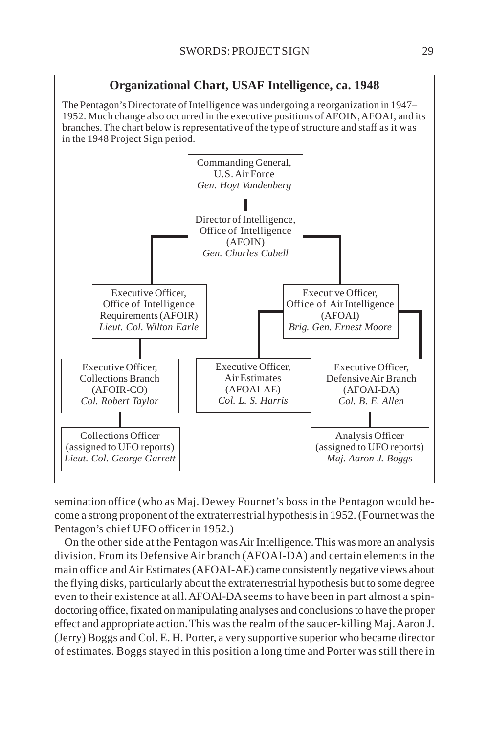## Organizational Chart, USAF Intelligence, ca. 1948

The Pentagon's Directorate of Intelligence was undergoing a reorganization in 1947–1952. Much change also occurred in the executive positions of AFOIN, AFOAI, and its branches. The chart below is representative of the type of structure and staff as it was in the 1948 Project Sign period.

- Commanding General, U.S. Air Force — *Gen. Hoyt Vandenberg*
  - Director of Intelligence, Office of Intelligence (AFOIN) — *Gen. Charles Cabell*
    - Executive Officer, Office of Intelligence Requirements (AFOIR) — *Lieut. Col. Wilton Earle*
      - Executive Officer, Collections Branch (AFOIR-CO) — *Col. Robert Taylor*
        - Collections Officer (assigned to UFO reports) — *Lieut. Col. George Garrett*
    - Executive Officer, Office of Air Intelligence (AFOAI) — *Brig. Gen. Ernest Moore*
      - Executive Officer, Air Estimates (AFOAI-AE) — *Col. L. S. Harris*
      - Executive Officer, Defensive Air Branch (AFOAI-DA) — *Col. B. E. Allen*
        - Analysis Officer (assigned to UFO reports) — *Maj. Aaron J. Boggs*

semination office (who as Maj. Dewey Fournet's boss in the Pentagon would become a strong proponent of the extraterrestrial hypothesis in 1952. (Fournet was the Pentagon's chief UFO officer in 1952.)

On the other side at the Pentagon was Air Intelligence. This was more an analysis division. From its Defensive Air branch (AFOAI-DA) and certain elements in the main office and Air Estimates (AFOAI-AE) came consistently negative views about the flying disks, particularly about the extraterrestrial hypothesis but to some degree even to their existence at all. AFOAI-DA seems to have been in part almost a spin-doctoring office, fixated on manipulating analyses and conclusions to have the proper effect and appropriate action. This was the realm of the saucer-killing Maj. Aaron J. (Jerry) Boggs and Col. E. H. Porter, a very supportive superior who became director of estimates. Boggs stayed in this position a long time and Porter was still there in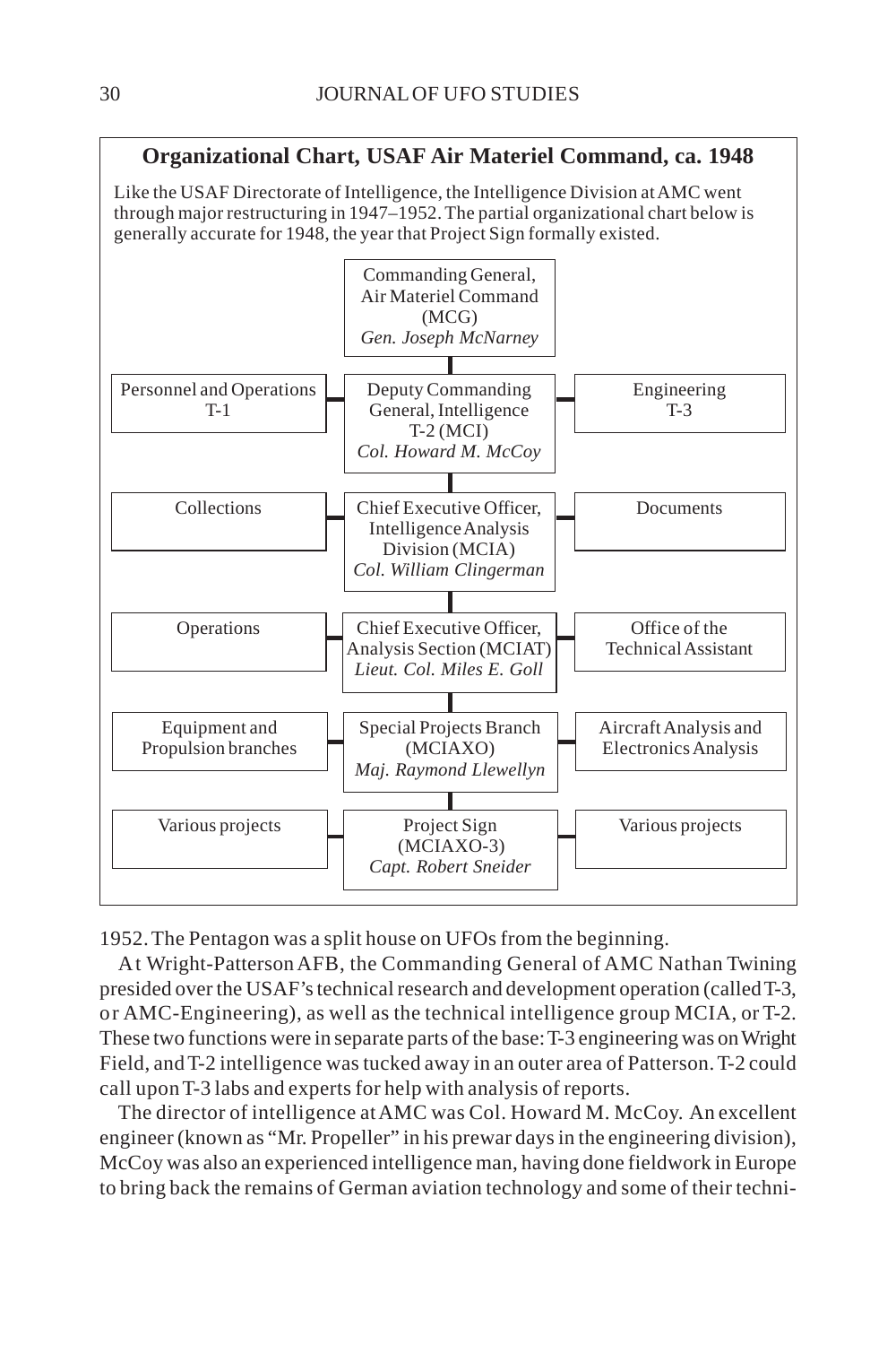## Organizational Chart, USAF Air Materiel Command, ca. 1948

Like the USAF Directorate of Intelligence, the Intelligence Division at AMC went through major restructuring in 1947–1952. The partial organizational chart below is generally accurate for 1948, the year that Project Sign formally existed.

| | | |
|---|---|---|
| | Commanding General, Air Materiel Command (MCG) *Gen. Joseph McNarney* | |
| Personnel and Operations T-1 | Deputy Commanding General, Intelligence T-2 (MCI) *Col. Howard M. McCoy* | Engineering T-3 |
| Collections | Chief Executive Officer, Intelligence Analysis Division (MCIA) *Col. William Clingerman* | Documents |
| Operations | Chief Executive Officer, Analysis Section (MCIAT) *Lieut. Col. Miles E. Goll* | Office of the Technical Assistant |
| Equipment and Propulsion branches | Special Projects Branch (MCIAXO) *Maj. Raymond Llewellyn* | Aircraft Analysis and Electronics Analysis |
| Various projects | Project Sign (MCIAXO-3) *Capt. Robert Sneider* | Various projects |

1952. The Pentagon was a split house on UFOs from the beginning.

At Wright-Patterson AFB, the Commanding General of AMC Nathan Twining presided over the USAF's technical research and development operation (called T-3, or AMC-Engineering), as well as the technical intelligence group MCIA, or T-2. These two functions were in separate parts of the base: T-3 engineering was on Wright Field, and T-2 intelligence was tucked away in an outer area of Patterson. T-2 could call upon T-3 labs and experts for help with analysis of reports.

The director of intelligence at AMC was Col. Howard M. McCoy. An excellent engineer (known as "Mr. Propeller" in his prewar days in the engineering division), McCoy was also an experienced intelligence man, having done fieldwork in Europe to bring back the remains of German aviation technology and some of their techni-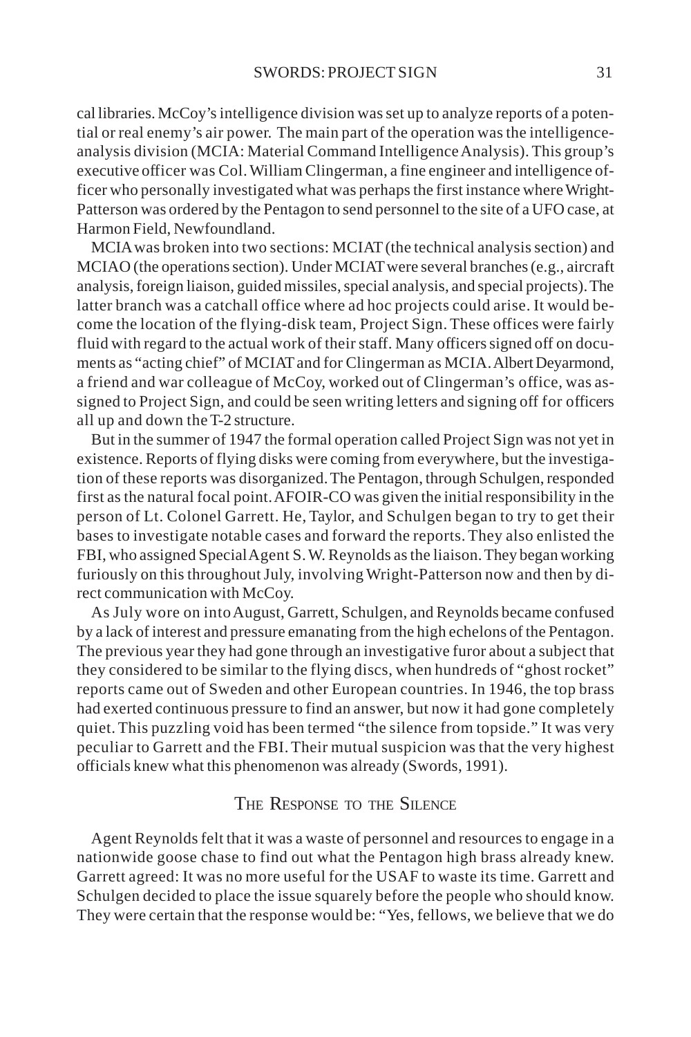cal libraries. McCoy's intelligence division was set up to analyze reports of a potential or real enemy's air power. The main part of the operation was the intelligence-analysis division (MCIA: Material Command Intelligence Analysis). This group's executive officer was Col. William Clingerman, a fine engineer and intelligence officer who personally investigated what was perhaps the first instance where Wright-Patterson was ordered by the Pentagon to send personnel to the site of a UFO case, at Harmon Field, Newfoundland.

MCIA was broken into two sections: MCIAT (the technical analysis section) and MCIAO (the operations section). Under MCIAT were several branches (e.g., aircraft analysis, foreign liaison, guided missiles, special analysis, and special projects). The latter branch was a catchall office where ad hoc projects could arise. It would become the location of the flying-disk team, Project Sign. These offices were fairly fluid with regard to the actual work of their staff. Many officers signed off on documents as "acting chief" of MCIAT and for Clingerman as MCIA. Albert Deyarmond, a friend and war colleague of McCoy, worked out of Clingerman's office, was assigned to Project Sign, and could be seen writing letters and signing off for officers all up and down the T-2 structure.

But in the summer of 1947 the formal operation called Project Sign was not yet in existence. Reports of flying disks were coming from everywhere, but the investigation of these reports was disorganized. The Pentagon, through Schulgen, responded first as the natural focal point. AFOIR-CO was given the initial responsibility in the person of Lt. Colonel Garrett. He, Taylor, and Schulgen began to try to get their bases to investigate notable cases and forward the reports. They also enlisted the FBI, who assigned Special Agent S. W. Reynolds as the liaison. They began working furiously on this throughout July, involving Wright-Patterson now and then by direct communication with McCoy.

As July wore on into August, Garrett, Schulgen, and Reynolds became confused by a lack of interest and pressure emanating from the high echelons of the Pentagon. The previous year they had gone through an investigative furor about a subject that they considered to be similar to the flying discs, when hundreds of "ghost rocket" reports came out of Sweden and other European countries. In 1946, the top brass had exerted continuous pressure to find an answer, but now it had gone completely quiet. This puzzling void has been termed "the silence from topside." It was very peculiar to Garrett and the FBI. Their mutual suspicion was that the very highest officials knew what this phenomenon was already (Swords, 1991).

## The Response to the Silence

Agent Reynolds felt that it was a waste of personnel and resources to engage in a nationwide goose chase to find out what the Pentagon high brass already knew. Garrett agreed: It was no more useful for the USAF to waste its time. Garrett and Schulgen decided to place the issue squarely before the people who should know. They were certain that the response would be: "Yes, fellows, we believe that we do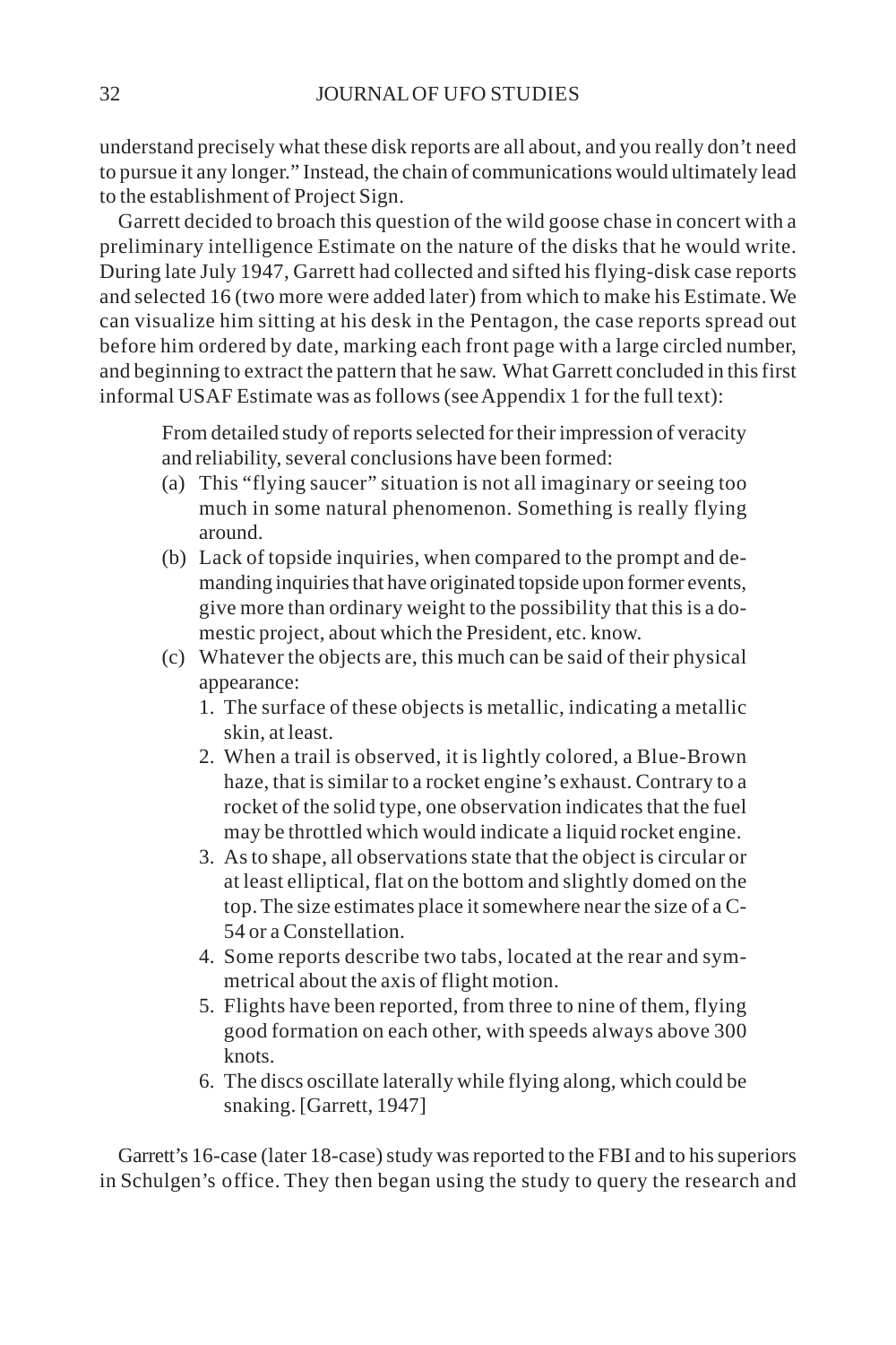understand precisely what these disk reports are all about, and you really don't need to pursue it any longer." Instead, the chain of communications would ultimately lead to the establishment of Project Sign.

Garrett decided to broach this question of the wild goose chase in concert with a preliminary intelligence Estimate on the nature of the disks that he would write. During late July 1947, Garrett had collected and sifted his flying-disk case reports and selected 16 (two more were added later) from which to make his Estimate. We can visualize him sitting at his desk in the Pentagon, the case reports spread out before him ordered by date, marking each front page with a large circled number, and beginning to extract the pattern that he saw. What Garrett concluded in this first informal USAF Estimate was as follows (see Appendix 1 for the full text):

> From detailed study of reports selected for their impression of veracity and reliability, several conclusions have been formed:
>
> (a) This "flying saucer" situation is not all imaginary or seeing too much in some natural phenomenon. Something is really flying around.
>
> (b) Lack of topside inquiries, when compared to the prompt and demanding inquiries that have originated topside upon former events, give more than ordinary weight to the possibility that this is a domestic project, about which the President, etc. know.
>
> (c) Whatever the objects are, this much can be said of their physical appearance:
>
> 1. The surface of these objects is metallic, indicating a metallic skin, at least.
> 2. When a trail is observed, it is lightly colored, a Blue-Brown haze, that is similar to a rocket engine's exhaust. Contrary to a rocket of the solid type, one observation indicates that the fuel may be throttled which would indicate a liquid rocket engine.
> 3. As to shape, all observations state that the object is circular or at least elliptical, flat on the bottom and slightly domed on the top. The size estimates place it somewhere near the size of a C-54 or a Constellation.
> 4. Some reports describe two tabs, located at the rear and symmetrical about the axis of flight motion.
> 5. Flights have been reported, from three to nine of them, flying good formation on each other, with speeds always above 300 knots.
> 6. The discs oscillate laterally while flying along, which could be snaking. [Garrett, 1947]

Garrett's 16-case (later 18-case) study was reported to the FBI and to his superiors in Schulgen's office. They then began using the study to query the research and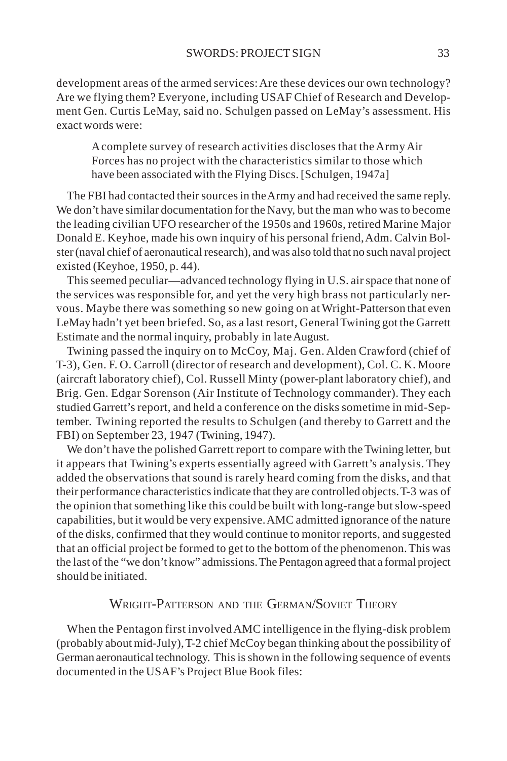development areas of the armed services: Are these devices our own technology? Are we flying them? Everyone, including USAF Chief of Research and Development Gen. Curtis LeMay, said no. Schulgen passed on LeMay's assessment. His exact words were:

> A complete survey of research activities discloses that the Army Air Forces has no project with the characteristics similar to those which have been associated with the Flying Discs. [Schulgen, 1947a]

The FBI had contacted their sources in the Army and had received the same reply. We don't have similar documentation for the Navy, but the man who was to become the leading civilian UFO researcher of the 1950s and 1960s, retired Marine Major Donald E. Keyhoe, made his own inquiry of his personal friend, Adm. Calvin Bolster (naval chief of aeronautical research), and was also told that no such naval project existed (Keyhoe, 1950, p. 44).

This seemed peculiar—advanced technology flying in U.S. air space that none of the services was responsible for, and yet the very high brass not particularly nervous. Maybe there was something so new going on at Wright-Patterson that even LeMay hadn't yet been briefed. So, as a last resort, General Twining got the Garrett Estimate and the normal inquiry, probably in late August.

Twining passed the inquiry on to McCoy, Maj. Gen. Alden Crawford (chief of T-3), Gen. F. O. Carroll (director of research and development), Col. C. K. Moore (aircraft laboratory chief), Col. Russell Minty (power-plant laboratory chief), and Brig. Gen. Edgar Sorenson (Air Institute of Technology commander). They each studied Garrett's report, and held a conference on the disks sometime in mid-September. Twining reported the results to Schulgen (and thereby to Garrett and the FBI) on September 23, 1947 (Twining, 1947).

We don't have the polished Garrett report to compare with the Twining letter, but it appears that Twining's experts essentially agreed with Garrett's analysis. They added the observations that sound is rarely heard coming from the disks, and that their performance characteristics indicate that they are controlled objects. T-3 was of the opinion that something like this could be built with long-range but slow-speed capabilities, but it would be very expensive. AMC admitted ignorance of the nature of the disks, confirmed that they would continue to monitor reports, and suggested that an official project be formed to get to the bottom of the phenomenon. This was the last of the "we don't know" admissions. The Pentagon agreed that a formal project should be initiated.

## Wright-Patterson and the German/Soviet Theory

When the Pentagon first involved AMC intelligence in the flying-disk problem (probably about mid-July), T-2 chief McCoy began thinking about the possibility of German aeronautical technology. This is shown in the following sequence of events documented in the USAF's Project Blue Book files: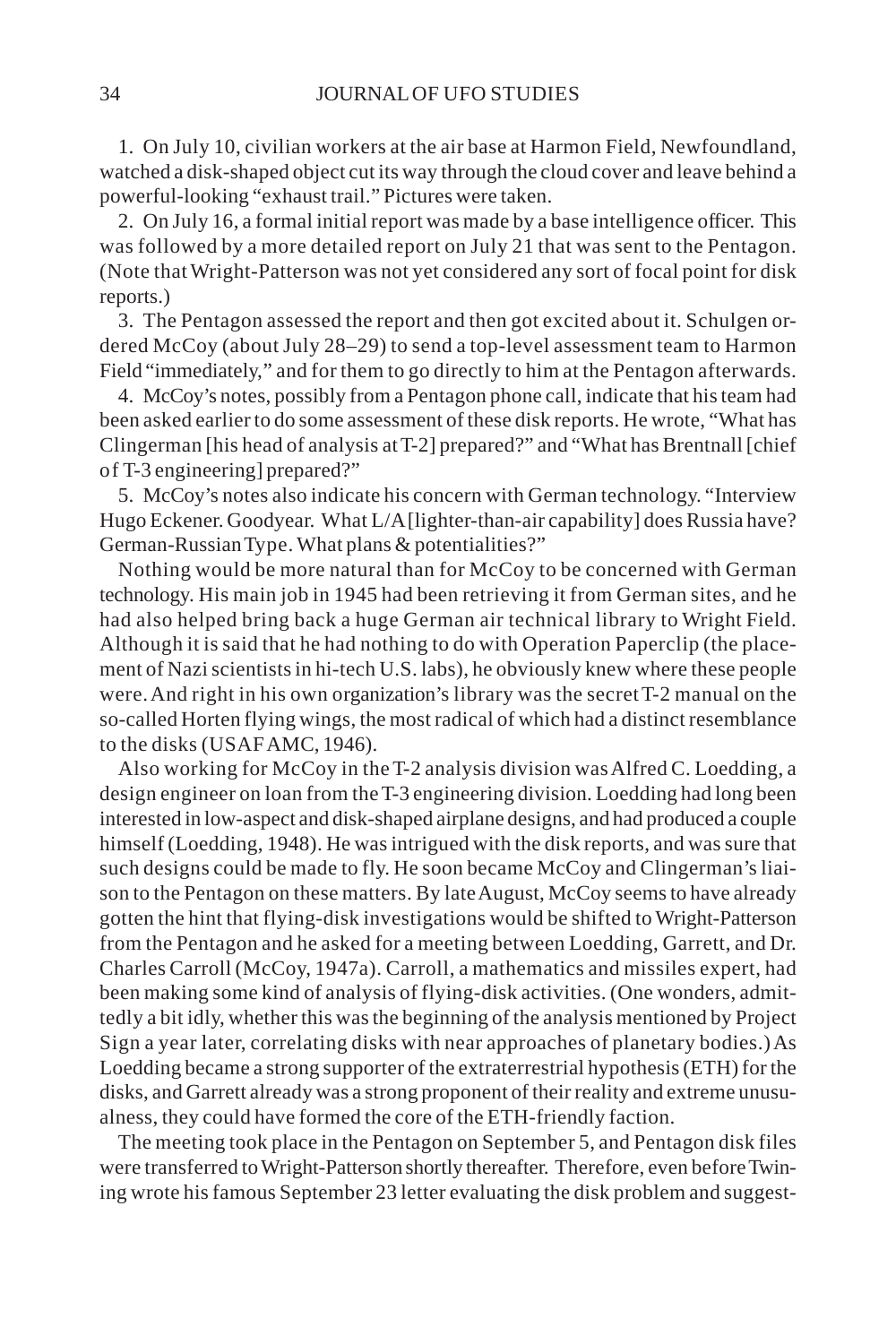1. On July 10, civilian workers at the air base at Harmon Field, Newfoundland, watched a disk-shaped object cut its way through the cloud cover and leave behind a powerful-looking "exhaust trail." Pictures were taken.

2. On July 16, a formal initial report was made by a base intelligence officer. This was followed by a more detailed report on July 21 that was sent to the Pentagon. (Note that Wright-Patterson was not yet considered any sort of focal point for disk reports.)

3. The Pentagon assessed the report and then got excited about it. Schulgen ordered McCoy (about July 28–29) to send a top-level assessment team to Harmon Field "immediately," and for them to go directly to him at the Pentagon afterwards.

4. McCoy's notes, possibly from a Pentagon phone call, indicate that his team had been asked earlier to do some assessment of these disk reports. He wrote, "What has Clingerman [his head of analysis at T-2] prepared?" and "What has Brentnall [chief of T-3 engineering] prepared?"

5. McCoy's notes also indicate his concern with German technology. "Interview Hugo Eckener. Goodyear. What L/A [lighter-than-air capability] does Russia have? German-Russian Type. What plans & potentialities?"

Nothing would be more natural than for McCoy to be concerned with German technology. His main job in 1945 had been retrieving it from German sites, and he had also helped bring back a huge German air technical library to Wright Field. Although it is said that he had nothing to do with Operation Paperclip (the placement of Nazi scientists in hi-tech U.S. labs), he obviously knew where these people were. And right in his own organization's library was the secret T-2 manual on the so-called Horten flying wings, the most radical of which had a distinct resemblance to the disks (USAF AMC, 1946).

Also working for McCoy in the T-2 analysis division was Alfred C. Loedding, a design engineer on loan from the T-3 engineering division. Loedding had long been interested in low-aspect and disk-shaped airplane designs, and had produced a couple himself (Loedding, 1948). He was intrigued with the disk reports, and was sure that such designs could be made to fly. He soon became McCoy and Clingerman's liaison to the Pentagon on these matters. By late August, McCoy seems to have already gotten the hint that flying-disk investigations would be shifted to Wright-Patterson from the Pentagon and he asked for a meeting between Loedding, Garrett, and Dr. Charles Carroll (McCoy, 1947a). Carroll, a mathematics and missiles expert, had been making some kind of analysis of flying-disk activities. (One wonders, admittedly a bit idly, whether this was the beginning of the analysis mentioned by Project Sign a year later, correlating disks with near approaches of planetary bodies.) As Loedding became a strong supporter of the extraterrestrial hypothesis (ETH) for the disks, and Garrett already was a strong proponent of their reality and extreme unusualness, they could have formed the core of the ETH-friendly faction.

The meeting took place in the Pentagon on September 5, and Pentagon disk files were transferred to Wright-Patterson shortly thereafter. Therefore, even before Twining wrote his famous September 23 letter evaluating the disk problem and suggest-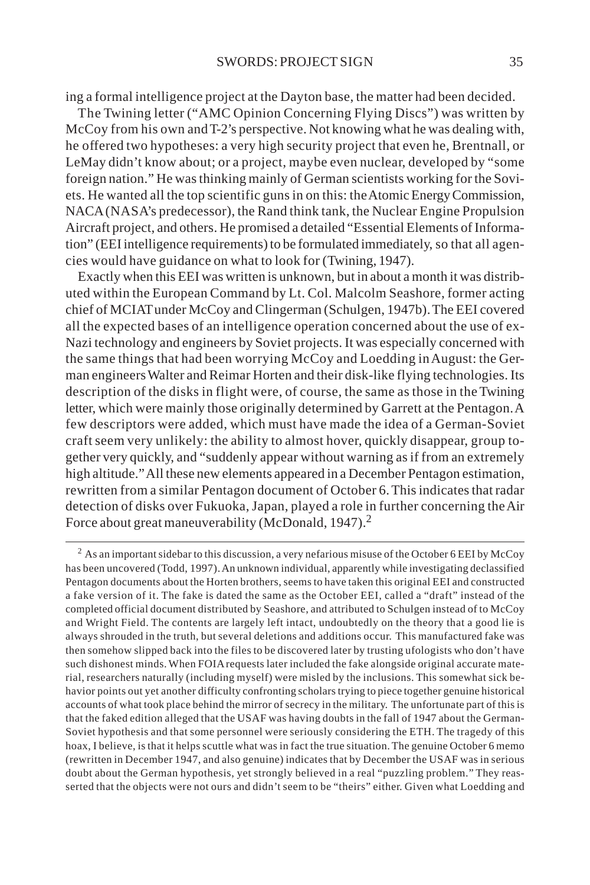ing a formal intelligence project at the Dayton base, the matter had been decided.

The Twining letter ("AMC Opinion Concerning Flying Discs") was written by McCoy from his own and T-2's perspective. Not knowing what he was dealing with, he offered two hypotheses: a very high security project that even he, Brentnall, or LeMay didn't know about; or a project, maybe even nuclear, developed by "some foreign nation." He was thinking mainly of German scientists working for the Soviets. He wanted all the top scientific guns in on this: the Atomic Energy Commission, NACA (NASA's predecessor), the Rand think tank, the Nuclear Engine Propulsion Aircraft project, and others. He promised a detailed "Essential Elements of Information" (EEI intelligence requirements) to be formulated immediately, so that all agencies would have guidance on what to look for (Twining, 1947).

Exactly when this EEI was written is unknown, but in about a month it was distributed within the European Command by Lt. Col. Malcolm Seashore, former acting chief of MCIAT under McCoy and Clingerman (Schulgen, 1947b). The EEI covered all the expected bases of an intelligence operation concerned about the use of ex-Nazi technology and engineers by Soviet projects. It was especially concerned with the same things that had been worrying McCoy and Loedding in August: the German engineers Walter and Reimar Horten and their disk-like flying technologies. Its description of the disks in flight were, of course, the same as those in the Twining letter, which were mainly those originally determined by Garrett at the Pentagon. A few descriptors were added, which must have made the idea of a German-Soviet craft seem very unlikely: the ability to almost hover, quickly disappear, group together very quickly, and "suddenly appear without warning as if from an extremely high altitude." All these new elements appeared in a December Pentagon estimation, rewritten from a similar Pentagon document of October 6. This indicates that radar detection of disks over Fukuoka, Japan, played a role in further concerning the Air Force about great maneuverability (McDonald, 1947).[2]

---

[2] As an important sidebar to this discussion, a very nefarious misuse of the October 6 EEI by McCoy has been uncovered (Todd, 1997). An unknown individual, apparently while investigating declassified Pentagon documents about the Horten brothers, seems to have taken this original EEI and constructed a fake version of it. The fake is dated the same as the October EEI, called a "draft" instead of the completed official document distributed by Seashore, and attributed to Schulgen instead of to McCoy and Wright Field. The contents are largely left intact, undoubtedly on the theory that a good lie is always shrouded in the truth, but several deletions and additions occur. This manufactured fake was then somehow slipped back into the files to be discovered later by trusting ufologists who don't have such dishonest minds. When FOIA requests later included the fake alongside original accurate material, researchers naturally (including myself) were misled by the inclusions. This somewhat sick behavior points out yet another difficulty confronting scholars trying to piece together genuine historical accounts of what took place behind the mirror of secrecy in the military. The unfortunate part of this is that the faked edition alleged that the USAF was having doubts in the fall of 1947 about the German-Soviet hypothesis and that some personnel were seriously considering the ETH. The tragedy of this hoax, I believe, is that it helps scuttle what was in fact the true situation. The genuine October 6 memo (rewritten in December 1947, and also genuine) indicates that by December the USAF was in serious doubt about the German hypothesis, yet strongly believed in a real "puzzling problem." They reasserted that the objects were not ours and didn't seem to be "theirs" either. Given what Loedding and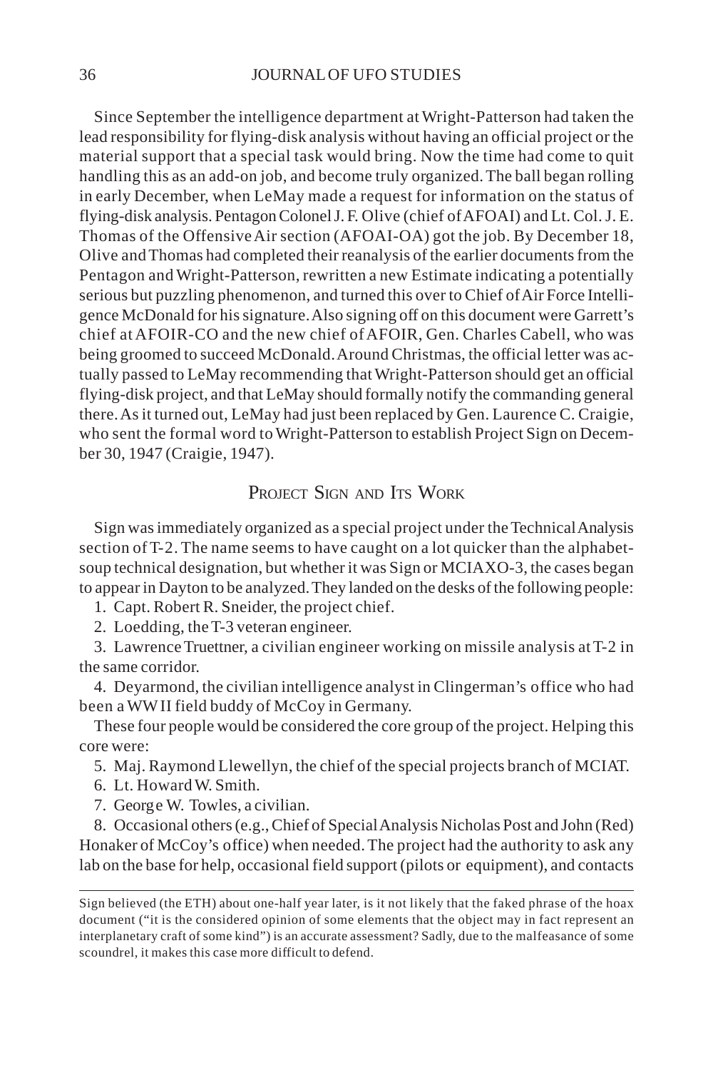Since September the intelligence department at Wright-Patterson had taken the lead responsibility for flying-disk analysis without having an official project or the material support that a special task would bring. Now the time had come to quit handling this as an add-on job, and become truly organized. The ball began rolling in early December, when LeMay made a request for information on the status of flying-disk analysis. Pentagon Colonel J. F. Olive (chief of AFOAI) and Lt. Col. J. E. Thomas of the Offensive Air section (AFOAI-OA) got the job. By December 18, Olive and Thomas had completed their reanalysis of the earlier documents from the Pentagon and Wright-Patterson, rewritten a new Estimate indicating a potentially serious but puzzling phenomenon, and turned this over to Chief of Air Force Intelligence McDonald for his signature. Also signing off on this document were Garrett's chief at AFOIR-CO and the new chief of AFOIR, Gen. Charles Cabell, who was being groomed to succeed McDonald. Around Christmas, the official letter was actually passed to LeMay recommending that Wright-Patterson should get an official flying-disk project, and that LeMay should formally notify the commanding general there. As it turned out, LeMay had just been replaced by Gen. Laurence C. Craigie, who sent the formal word to Wright-Patterson to establish Project Sign on December 30, 1947 (Craigie, 1947).

## Project Sign and Its Work

Sign was immediately organized as a special project under the Technical Analysis section of T-2. The name seems to have caught on a lot quicker than the alphabet-soup technical designation, but whether it was Sign or MCIAXO-3, the cases began to appear in Dayton to be analyzed. They landed on the desks of the following people:

1. Capt. Robert R. Sneider, the project chief.
2. Loedding, the T-3 veteran engineer.
3. Lawrence Truettner, a civilian engineer working on missile analysis at T-2 in the same corridor.
4. Deyarmond, the civilian intelligence analyst in Clingerman's office who had been a WW II field buddy of McCoy in Germany.

These four people would be considered the core group of the project. Helping this core were:

5. Maj. Raymond Llewellyn, the chief of the special projects branch of MCIAT.
6. Lt. Howard W. Smith.
7. George W. Towles, a civilian.
8. Occasional others (e.g., Chief of Special Analysis Nicholas Post and John (Red) Honaker of McCoy's office) when needed. The project had the authority to ask any lab on the base for help, occasional field support (pilots or equipment), and contacts

---

Sign believed (the ETH) about one-half year later, is it not likely that the faked phrase of the hoax document ("it is the considered opinion of some elements that the object may in fact represent an interplanetary craft of some kind") is an accurate assessment? Sadly, due to the malfeasance of some scoundrel, it makes this case more difficult to defend.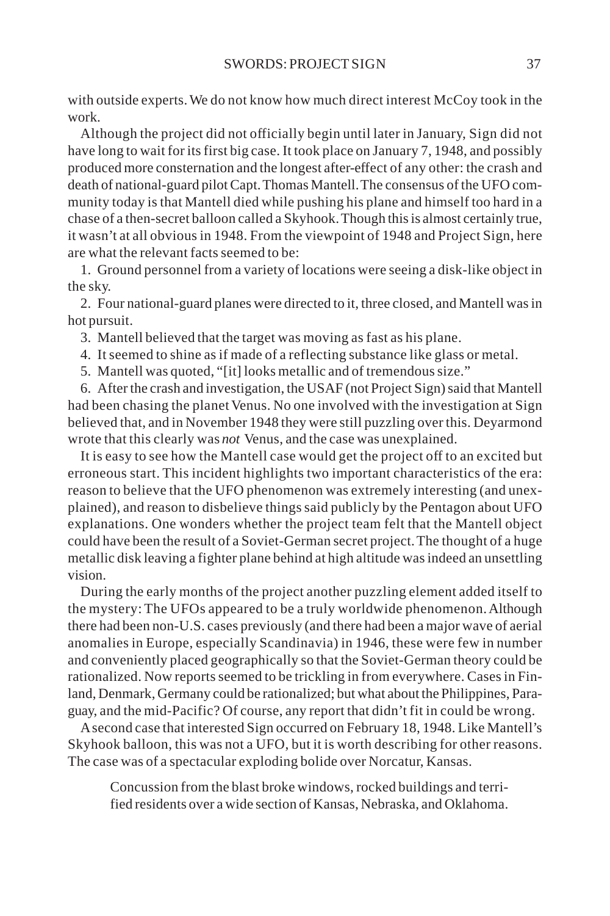with outside experts. We do not know how much direct interest McCoy took in the work.

Although the project did not officially begin until later in January, Sign did not have long to wait for its first big case. It took place on January 7, 1948, and possibly produced more consternation and the longest after-effect of any other: the crash and death of national-guard pilot Capt. Thomas Mantell. The consensus of the UFO community today is that Mantell died while pushing his plane and himself too hard in a chase of a then-secret balloon called a Skyhook. Though this is almost certainly true, it wasn't at all obvious in 1948. From the viewpoint of 1948 and Project Sign, here are what the relevant facts seemed to be:

1. Ground personnel from a variety of locations were seeing a disk-like object in the sky.
2. Four national-guard planes were directed to it, three closed, and Mantell was in hot pursuit.
3. Mantell believed that the target was moving as fast as his plane.
4. It seemed to shine as if made of a reflecting substance like glass or metal.
5. Mantell was quoted, "[it] looks metallic and of tremendous size."
6. After the crash and investigation, the USAF (not Project Sign) said that Mantell had been chasing the planet Venus. No one involved with the investigation at Sign believed that, and in November 1948 they were still puzzling over this. Deyarmond wrote that this clearly was *not* Venus, and the case was unexplained.

It is easy to see how the Mantell case would get the project off to an excited but erroneous start. This incident highlights two important characteristics of the era: reason to believe that the UFO phenomenon was extremely interesting (and unexplained), and reason to disbelieve things said publicly by the Pentagon about UFO explanations. One wonders whether the project team felt that the Mantell object could have been the result of a Soviet-German secret project. The thought of a huge metallic disk leaving a fighter plane behind at high altitude was indeed an unsettling vision.

During the early months of the project another puzzling element added itself to the mystery: The UFOs appeared to be a truly worldwide phenomenon. Although there had been non-U.S. cases previously (and there had been a major wave of aerial anomalies in Europe, especially Scandinavia) in 1946, these were few in number and conveniently placed geographically so that the Soviet-German theory could be rationalized. Now reports seemed to be trickling in from everywhere. Cases in Finland, Denmark, Germany could be rationalized; but what about the Philippines, Paraguay, and the mid-Pacific? Of course, any report that didn't fit in could be wrong.

A second case that interested Sign occurred on February 18, 1948. Like Mantell's Skyhook balloon, this was not a UFO, but it is worth describing for other reasons. The case was of a spectacular exploding bolide over Norcatur, Kansas.

> Concussion from the blast broke windows, rocked buildings and terrified residents over a wide section of Kansas, Nebraska, and Oklahoma.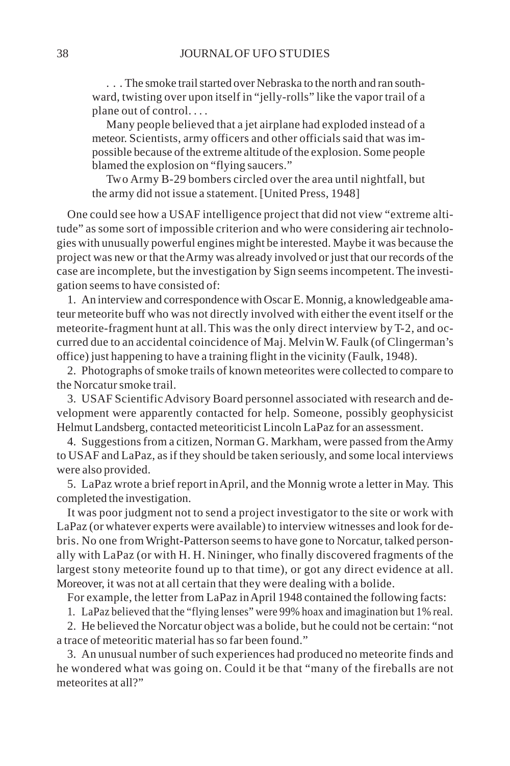> . . . The smoke trail started over Nebraska to the north and ran southward, twisting over upon itself in "jelly-rolls" like the vapor trail of a plane out of control. . . .
>
> Many people believed that a jet airplane had exploded instead of a meteor. Scientists, army officers and other officials said that was impossible because of the extreme altitude of the explosion. Some people blamed the explosion on "flying saucers."
>
> Two Army B-29 bombers circled over the area until nightfall, but the army did not issue a statement. [United Press, 1948]

One could see how a USAF intelligence project that did not view "extreme altitude" as some sort of impossible criterion and who were considering air technologies with unusually powerful engines might be interested. Maybe it was because the project was new or that the Army was already involved or just that our records of the case are incomplete, but the investigation by Sign seems incompetent. The investigation seems to have consisted of:

1. An interview and correspondence with Oscar E. Monnig, a knowledgeable amateur meteorite buff who was not directly involved with either the event itself or the meteorite-fragment hunt at all. This was the only direct interview by T-2, and occurred due to an accidental coincidence of Maj. Melvin W. Faulk (of Clingerman's office) just happening to have a training flight in the vicinity (Faulk, 1948).
2. Photographs of smoke trails of known meteorites were collected to compare to the Norcatur smoke trail.
3. USAF Scientific Advisory Board personnel associated with research and development were apparently contacted for help. Someone, possibly geophysicist Helmut Landsberg, contacted meteoriticist Lincoln LaPaz for an assessment.
4. Suggestions from a citizen, Norman G. Markham, were passed from the Army to USAF and LaPaz, as if they should be taken seriously, and some local interviews were also provided.
5. LaPaz wrote a brief report in April, and the Monnig wrote a letter in May. This completed the investigation.

It was poor judgment not to send a project investigator to the site or work with LaPaz (or whatever experts were available) to interview witnesses and look for debris. No one from Wright-Patterson seems to have gone to Norcatur, talked personally with LaPaz (or with H. H. Nininger, who finally discovered fragments of the largest stony meteorite found up to that time), or got any direct evidence at all. Moreover, it was not at all certain that they were dealing with a bolide.

For example, the letter from LaPaz in April 1948 contained the following facts:

1. LaPaz believed that the "flying lenses" were 99% hoax and imagination but 1% real.
2. He believed the Norcatur object was a bolide, but he could not be certain: "not a trace of meteoritic material has so far been found."
3. An unusual number of such experiences had produced no meteorite finds and he wondered what was going on. Could it be that "many of the fireballs are not meteorites at all?"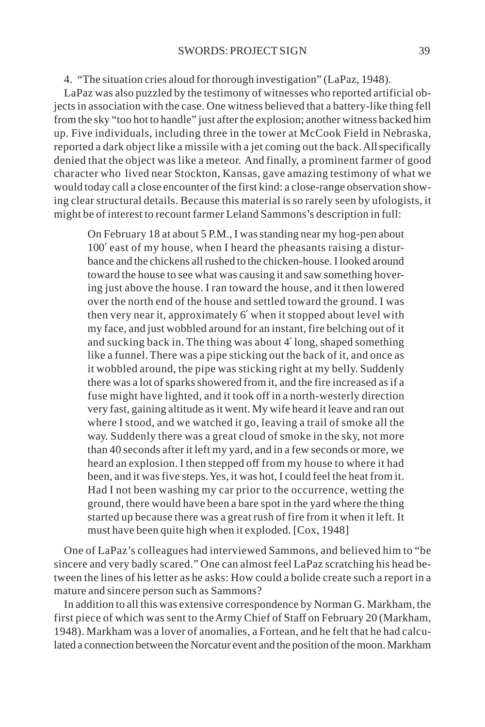4. "The situation cries aloud for thorough investigation" (LaPaz, 1948).

LaPaz was also puzzled by the testimony of witnesses who reported artificial objects in association with the case. One witness believed that a battery-like thing fell from the sky "too hot to handle" just after the explosion; another witness backed him up. Five individuals, including three in the tower at McCook Field in Nebraska, reported a dark object like a missile with a jet coming out the back. All specifically denied that the object was like a meteor. And finally, a prominent farmer of good character who lived near Stockton, Kansas, gave amazing testimony of what we would today call a close encounter of the first kind: a close-range observation showing clear structural details. Because this material is so rarely seen by ufologists, it might be of interest to recount farmer Leland Sammons's description in full:

> On February 18 at about 5 P.M., I was standing near my hog-pen about 100′ east of my house, when I heard the pheasants raising a disturbance and the chickens all rushed to the chicken-house. I looked around toward the house to see what was causing it and saw something hovering just above the house. I ran toward the house, and it then lowered over the north end of the house and settled toward the ground. I was then very near it, approximately 6′ when it stopped about level with my face, and just wobbled around for an instant, fire belching out of it and sucking back in. The thing was about 4′ long, shaped something like a funnel. There was a pipe sticking out the back of it, and once as it wobbled around, the pipe was sticking right at my belly. Suddenly there was a lot of sparks showered from it, and the fire increased as if a fuse might have lighted, and it took off in a north-westerly direction very fast, gaining altitude as it went. My wife heard it leave and ran out where I stood, and we watched it go, leaving a trail of smoke all the way. Suddenly there was a great cloud of smoke in the sky, not more than 40 seconds after it left my yard, and in a few seconds or more, we heard an explosion. I then stepped off from my house to where it had been, and it was five steps. Yes, it was hot, I could feel the heat from it. Had I not been washing my car prior to the occurrence, wetting the ground, there would have been a bare spot in the yard where the thing started up because there was a great rush of fire from it when it left. It must have been quite high when it exploded. [Cox, 1948]

One of LaPaz's colleagues had interviewed Sammons, and believed him to "be sincere and very badly scared." One can almost feel LaPaz scratching his head between the lines of his letter as he asks: How could a bolide create such a report in a mature and sincere person such as Sammons?

In addition to all this was extensive correspondence by Norman G. Markham, the first piece of which was sent to the Army Chief of Staff on February 20 (Markham, 1948). Markham was a lover of anomalies, a Fortean, and he felt that he had calculated a connection between the Norcatur event and the position of the moon. Markham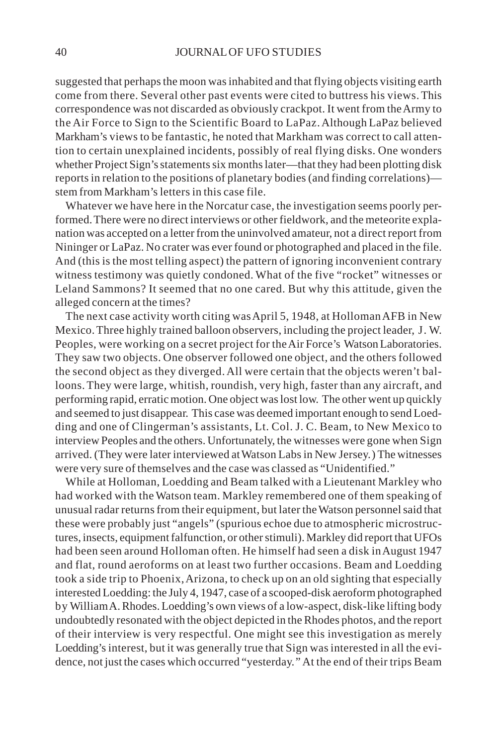suggested that perhaps the moon was inhabited and that flying objects visiting earth come from there. Several other past events were cited to buttress his views. This correspondence was not discarded as obviously crackpot. It went from the Army to the Air Force to Sign to the Scientific Board to LaPaz. Although LaPaz believed Markham's views to be fantastic, he noted that Markham was correct to call attention to certain unexplained incidents, possibly of real flying disks. One wonders whether Project Sign's statements six months later—that they had been plotting disk reports in relation to the positions of planetary bodies (and finding correlations)—stem from Markham's letters in this case file.

Whatever we have here in the Norcatur case, the investigation seems poorly performed. There were no direct interviews or other fieldwork, and the meteorite explanation was accepted on a letter from the uninvolved amateur, not a direct report from Nininger or LaPaz. No crater was ever found or photographed and placed in the file. And (this is the most telling aspect) the pattern of ignoring inconvenient contrary witness testimony was quietly condoned. What of the five "rocket" witnesses or Leland Sammons? It seemed that no one cared. But why this attitude, given the alleged concern at the times?

The next case activity worth citing was April 5, 1948, at Holloman AFB in New Mexico. Three highly trained balloon observers, including the project leader, J. W. Peoples, were working on a secret project for the Air Force's Watson Laboratories. They saw two objects. One observer followed one object, and the others followed the second object as they diverged. All were certain that the objects weren't balloons. They were large, whitish, roundish, very high, faster than any aircraft, and performing rapid, erratic motion. One object was lost low. The other went up quickly and seemed to just disappear. This case was deemed important enough to send Loedding and one of Clingerman's assistants, Lt. Col. J. C. Beam, to New Mexico to interview Peoples and the others. Unfortunately, the witnesses were gone when Sign arrived. (They were later interviewed at Watson Labs in New Jersey.) The witnesses were very sure of themselves and the case was classed as "Unidentified."

While at Holloman, Loedding and Beam talked with a Lieutenant Markley who had worked with the Watson team. Markley remembered one of them speaking of unusual radar returns from their equipment, but later the Watson personnel said that these were probably just "angels" (spurious echoe due to atmospheric microstructures, insects, equipment falfunction, or other stimuli). Markley did report that UFOs had been seen around Holloman often. He himself had seen a disk in August 1947 and flat, round aeroforms on at least two further occasions. Beam and Loedding took a side trip to Phoenix, Arizona, to check up on an old sighting that especially interested Loedding: the July 4, 1947, case of a scooped-disk aeroform photographed by William A. Rhodes. Loedding's own views of a low-aspect, disk-like lifting body undoubtedly resonated with the object depicted in the Rhodes photos, and the report of their interview is very respectful. One might see this investigation as merely Loedding's interest, but it was generally true that Sign was interested in all the evidence, not just the cases which occurred "yesterday." At the end of their trips Beam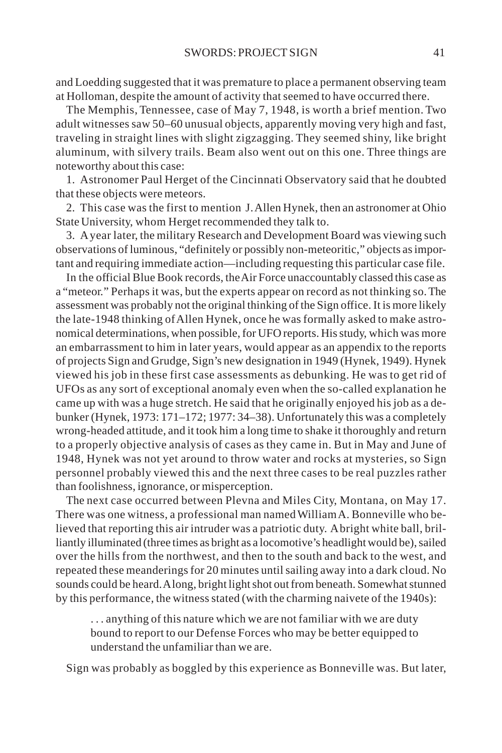and Loedding suggested that it was premature to place a permanent observing team at Holloman, despite the amount of activity that seemed to have occurred there.

The Memphis, Tennessee, case of May 7, 1948, is worth a brief mention. Two adult witnesses saw 50–60 unusual objects, apparently moving very high and fast, traveling in straight lines with slight zigzagging. They seemed shiny, like bright aluminum, with silvery trails. Beam also went out on this one. Three things are noteworthy about this case:

1. Astronomer Paul Herget of the Cincinnati Observatory said that he doubted that these objects were meteors.

2. This case was the first to mention J. Allen Hynek, then an astronomer at Ohio State University, whom Herget recommended they talk to.

3. A year later, the military Research and Development Board was viewing such observations of luminous, "definitely or possibly non-meteoritic," objects as important and requiring immediate action—including requesting this particular case file.

In the official Blue Book records, the Air Force unaccountably classed this case as a "meteor." Perhaps it was, but the experts appear on record as not thinking so. The assessment was probably not the original thinking of the Sign office. It is more likely the late-1948 thinking of Allen Hynek, once he was formally asked to make astronomical determinations, when possible, for UFO reports. His study, which was more an embarrassment to him in later years, would appear as an appendix to the reports of projects Sign and Grudge, Sign's new designation in 1949 (Hynek, 1949). Hynek viewed his job in these first case assessments as debunking. He was to get rid of UFOs as any sort of exceptional anomaly even when the so-called explanation he came up with was a huge stretch. He said that he originally enjoyed his job as a debunker (Hynek, 1973: 171–172; 1977: 34–38). Unfortunately this was a completely wrong-headed attitude, and it took him a long time to shake it thoroughly and return to a properly objective analysis of cases as they came in. But in May and June of 1948, Hynek was not yet around to throw water and rocks at mysteries, so Sign personnel probably viewed this and the next three cases to be real puzzles rather than foolishness, ignorance, or misperception.

The next case occurred between Plevna and Miles City, Montana, on May 17. There was one witness, a professional man named William A. Bonneville who believed that reporting this air intruder was a patriotic duty. A bright white ball, brilliantly illuminated (three times as bright as a locomotive's headlight would be), sailed over the hills from the northwest, and then to the south and back to the west, and repeated these meanderings for 20 minutes until sailing away into a dark cloud. No sounds could be heard. A long, bright light shot out from beneath. Somewhat stunned by this performance, the witness stated (with the charming naivete of the 1940s):

> . . . anything of this nature which we are not familiar with we are duty bound to report to our Defense Forces who may be better equipped to understand the unfamiliar than we are.

Sign was probably as boggled by this experience as Bonneville was. But later,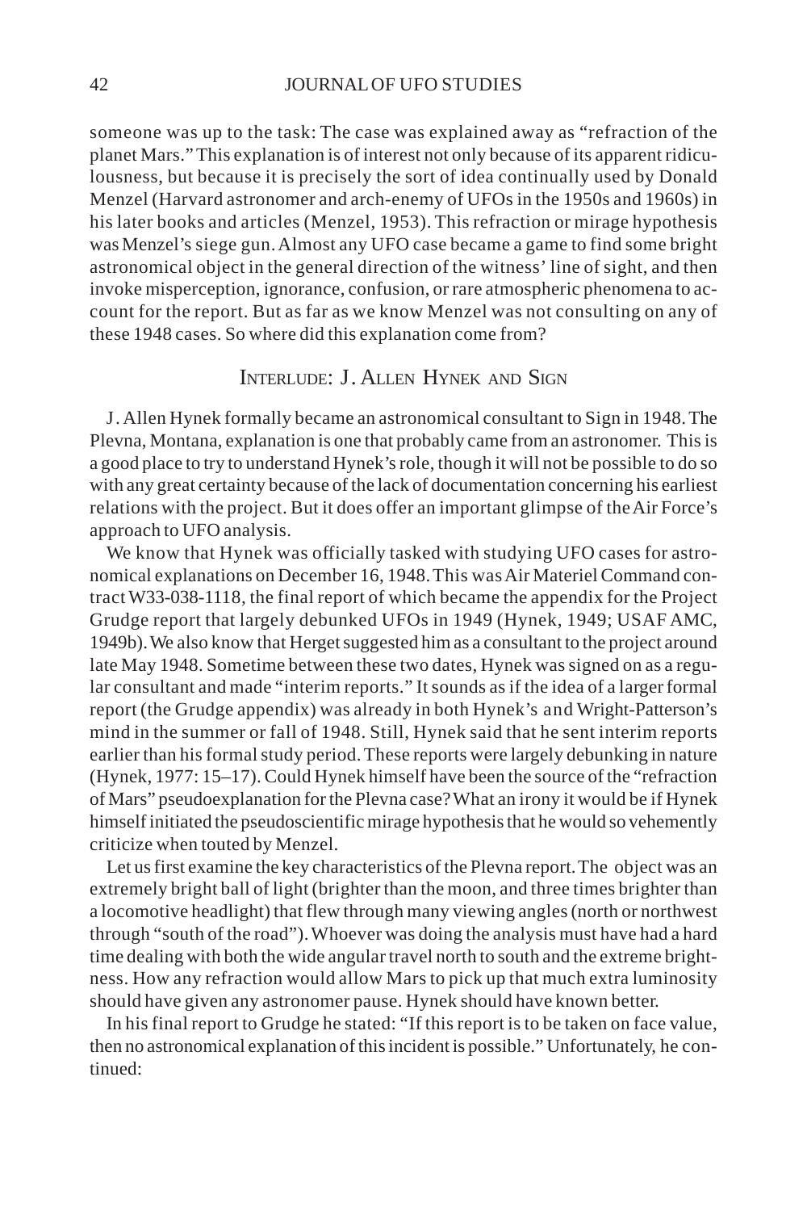someone was up to the task: The case was explained away as "refraction of the planet Mars." This explanation is of interest not only because of its apparent ridiculousness, but because it is precisely the sort of idea continually used by Donald Menzel (Harvard astronomer and arch-enemy of UFOs in the 1950s and 1960s) in his later books and articles (Menzel, 1953). This refraction or mirage hypothesis was Menzel's siege gun. Almost any UFO case became a game to find some bright astronomical object in the general direction of the witness' line of sight, and then invoke misperception, ignorance, confusion, or rare atmospheric phenomena to account for the report. But as far as we know Menzel was not consulting on any of these 1948 cases. So where did this explanation come from?

## Interlude: J. Allen Hynek and Sign

J. Allen Hynek formally became an astronomical consultant to Sign in 1948. The Plevna, Montana, explanation is one that probably came from an astronomer. This is a good place to try to understand Hynek's role, though it will not be possible to do so with any great certainty because of the lack of documentation concerning his earliest relations with the project. But it does offer an important glimpse of the Air Force's approach to UFO analysis.

We know that Hynek was officially tasked with studying UFO cases for astronomical explanations on December 16, 1948. This was Air Materiel Command contract W33-038-1118, the final report of which became the appendix for the Project Grudge report that largely debunked UFOs in 1949 (Hynek, 1949; USAF AMC, 1949b). We also know that Herget suggested him as a consultant to the project around late May 1948. Sometime between these two dates, Hynek was signed on as a regular consultant and made "interim reports." It sounds as if the idea of a larger formal report (the Grudge appendix) was already in both Hynek's and Wright-Patterson's mind in the summer or fall of 1948. Still, Hynek said that he sent interim reports earlier than his formal study period. These reports were largely debunking in nature (Hynek, 1977: 15–17). Could Hynek himself have been the source of the "refraction of Mars" pseudoexplanation for the Plevna case? What an irony it would be if Hynek himself initiated the pseudoscientific mirage hypothesis that he would so vehemently criticize when touted by Menzel.

Let us first examine the key characteristics of the Plevna report. The object was an extremely bright ball of light (brighter than the moon, and three times brighter than a locomotive headlight) that flew through many viewing angles (north or northwest through "south of the road"). Whoever was doing the analysis must have had a hard time dealing with both the wide angular travel north to south and the extreme brightness. How any refraction would allow Mars to pick up that much extra luminosity should have given any astronomer pause. Hynek should have known better.

In his final report to Grudge he stated: "If this report is to be taken on face value, then no astronomical explanation of this incident is possible." Unfortunately, he continued: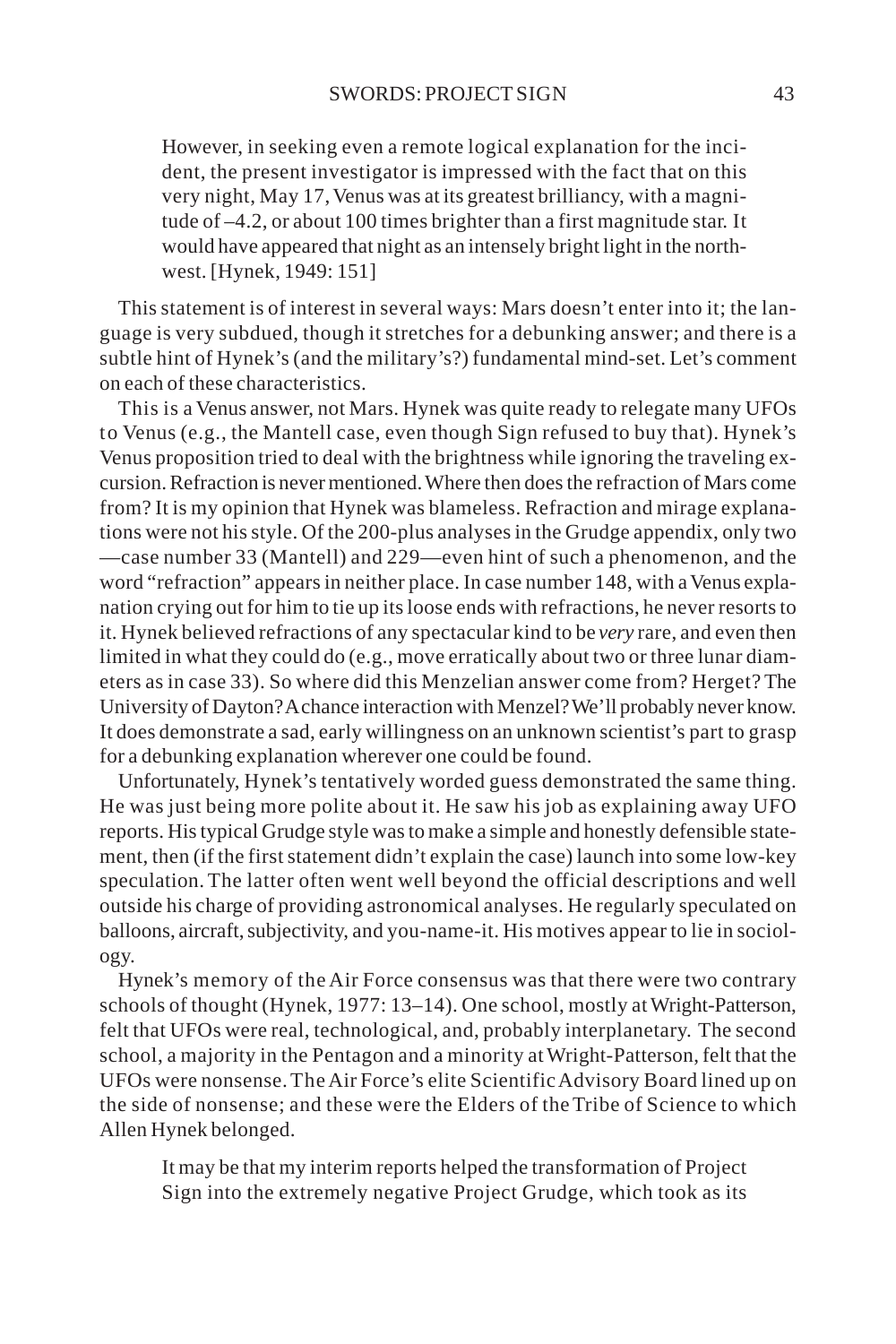> However, in seeking even a remote logical explanation for the incident, the present investigator is impressed with the fact that on this very night, May 17, Venus was at its greatest brilliancy, with a magnitude of –4.2, or about 100 times brighter than a first magnitude star. It would have appeared that night as an intensely bright light in the northwest. [Hynek, 1949: 151]

This statement is of interest in several ways: Mars doesn't enter into it; the language is very subdued, though it stretches for a debunking answer; and there is a subtle hint of Hynek's (and the military's?) fundamental mind-set. Let's comment on each of these characteristics.

This is a Venus answer, not Mars. Hynek was quite ready to relegate many UFOs to Venus (e.g., the Mantell case, even though Sign refused to buy that). Hynek's Venus proposition tried to deal with the brightness while ignoring the traveling excursion. Refraction is never mentioned. Where then does the refraction of Mars come from? It is my opinion that Hynek was blameless. Refraction and mirage explanations were not his style. Of the 200-plus analyses in the Grudge appendix, only two —case number 33 (Mantell) and 229—even hint of such a phenomenon, and the word "refraction" appears in neither place. In case number 148, with a Venus explanation crying out for him to tie up its loose ends with refractions, he never resorts to it. Hynek believed refractions of any spectacular kind to be *very* rare, and even then limited in what they could do (e.g., move erratically about two or three lunar diameters as in case 33). So where did this Menzelian answer come from? Herget? The University of Dayton? A chance interaction with Menzel? We'll probably never know. It does demonstrate a sad, early willingness on an unknown scientist's part to grasp for a debunking explanation wherever one could be found.

Unfortunately, Hynek's tentatively worded guess demonstrated the same thing. He was just being more polite about it. He saw his job as explaining away UFO reports. His typical Grudge style was to make a simple and honestly defensible statement, then (if the first statement didn't explain the case) launch into some low-key speculation. The latter often went well beyond the official descriptions and well outside his charge of providing astronomical analyses. He regularly speculated on balloons, aircraft, subjectivity, and you-name-it. His motives appear to lie in sociology.

Hynek's memory of the Air Force consensus was that there were two contrary schools of thought (Hynek, 1977: 13–14). One school, mostly at Wright-Patterson, felt that UFOs were real, technological, and, probably interplanetary. The second school, a majority in the Pentagon and a minority at Wright-Patterson, felt that the UFOs were nonsense. The Air Force's elite Scientific Advisory Board lined up on the side of nonsense; and these were the Elders of the Tribe of Science to which Allen Hynek belonged.

> It may be that my interim reports helped the transformation of Project Sign into the extremely negative Project Grudge, which took as its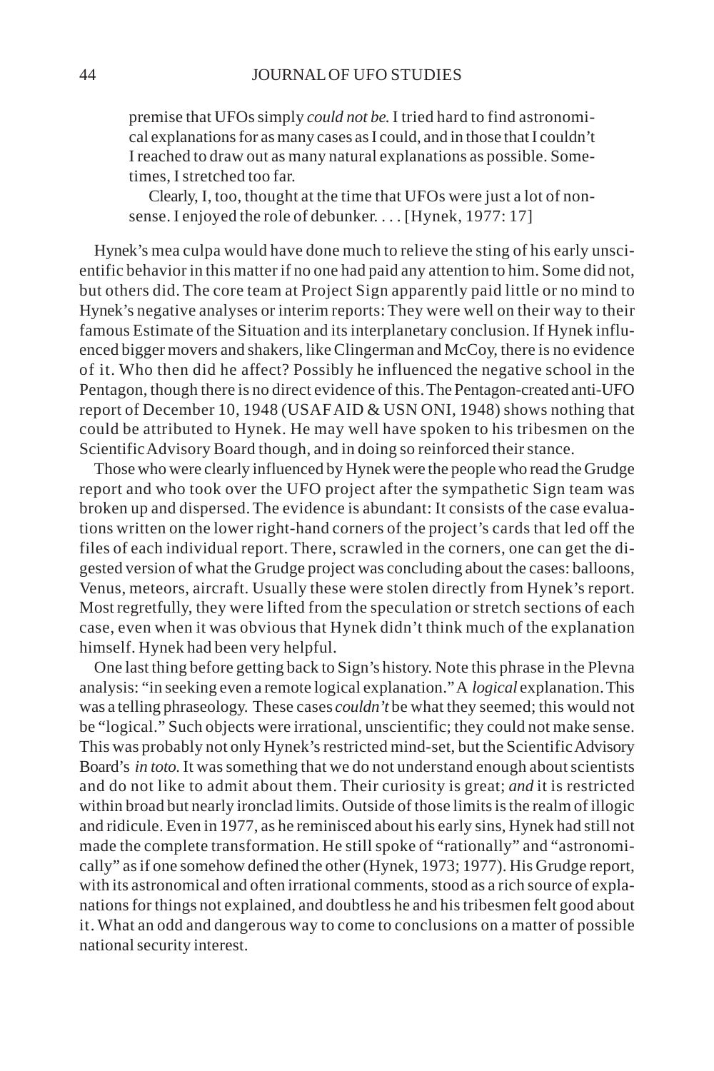> premise that UFOs simply *could not be.* I tried hard to find astronomical explanations for as many cases as I could, and in those that I couldn't I reached to draw out as many natural explanations as possible. Sometimes, I stretched too far.
>
> Clearly, I, too, thought at the time that UFOs were just a lot of nonsense. I enjoyed the role of debunker. . . . [Hynek, 1977: 17]

Hynek's mea culpa would have done much to relieve the sting of his early unscientific behavior in this matter if no one had paid any attention to him. Some did not, but others did. The core team at Project Sign apparently paid little or no mind to Hynek's negative analyses or interim reports: They were well on their way to their famous Estimate of the Situation and its interplanetary conclusion. If Hynek influenced bigger movers and shakers, like Clingerman and McCoy, there is no evidence of it. Who then did he affect? Possibly he influenced the negative school in the Pentagon, though there is no direct evidence of this. The Pentagon-created anti-UFO report of December 10, 1948 (USAF AID & USN ONI, 1948) shows nothing that could be attributed to Hynek. He may well have spoken to his tribesmen on the Scientific Advisory Board though, and in doing so reinforced their stance.

Those who were clearly influenced by Hynek were the people who read the Grudge report and who took over the UFO project after the sympathetic Sign team was broken up and dispersed. The evidence is abundant: It consists of the case evaluations written on the lower right-hand corners of the project's cards that led off the files of each individual report. There, scrawled in the corners, one can get the digested version of what the Grudge project was concluding about the cases: balloons, Venus, meteors, aircraft. Usually these were stolen directly from Hynek's report. Most regretfully, they were lifted from the speculation or stretch sections of each case, even when it was obvious that Hynek didn't think much of the explanation himself. Hynek had been very helpful.

One last thing before getting back to Sign's history. Note this phrase in the Plevna analysis: "in seeking even a remote logical explanation." A *logical* explanation. This was a telling phraseology. These cases *couldn't* be what they seemed; this would not be "logical." Such objects were irrational, unscientific; they could not make sense. This was probably not only Hynek's restricted mind-set, but the Scientific Advisory Board's *in toto.* It was something that we do not understand enough about scientists and do not like to admit about them. Their curiosity is great; *and* it is restricted within broad but nearly ironclad limits. Outside of those limits is the realm of illogic and ridicule. Even in 1977, as he reminisced about his early sins, Hynek had still not made the complete transformation. He still spoke of "rationally" and "astronomically" as if one somehow defined the other (Hynek, 1973; 1977). His Grudge report, with its astronomical and often irrational comments, stood as a rich source of explanations for things not explained, and doubtless he and his tribesmen felt good about it. What an odd and dangerous way to come to conclusions on a matter of possible national security interest.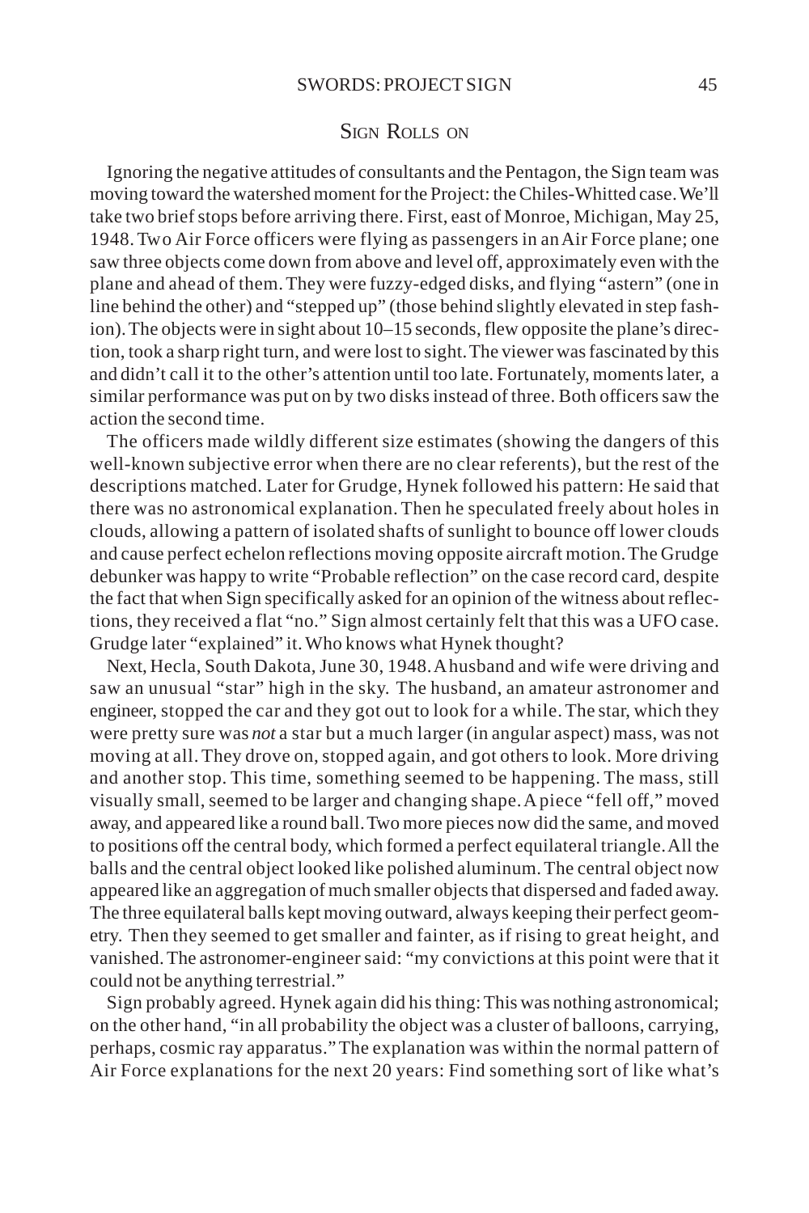## Sign Rolls on

Ignoring the negative attitudes of consultants and the Pentagon, the Sign team was moving toward the watershed moment for the Project: the Chiles-Whitted case. We'll take two brief stops before arriving there. First, east of Monroe, Michigan, May 25, 1948. Two Air Force officers were flying as passengers in an Air Force plane; one saw three objects come down from above and level off, approximately even with the plane and ahead of them. They were fuzzy-edged disks, and flying "astern" (one in line behind the other) and "stepped up" (those behind slightly elevated in step fashion). The objects were in sight about 10–15 seconds, flew opposite the plane's direction, took a sharp right turn, and were lost to sight. The viewer was fascinated by this and didn't call it to the other's attention until too late. Fortunately, moments later, a similar performance was put on by two disks instead of three. Both officers saw the action the second time.

The officers made wildly different size estimates (showing the dangers of this well-known subjective error when there are no clear referents), but the rest of the descriptions matched. Later for Grudge, Hynek followed his pattern: He said that there was no astronomical explanation. Then he speculated freely about holes in clouds, allowing a pattern of isolated shafts of sunlight to bounce off lower clouds and cause perfect echelon reflections moving opposite aircraft motion. The Grudge debunker was happy to write "Probable reflection" on the case record card, despite the fact that when Sign specifically asked for an opinion of the witness about reflections, they received a flat "no." Sign almost certainly felt that this was a UFO case. Grudge later "explained" it. Who knows what Hynek thought?

Next, Hecla, South Dakota, June 30, 1948. A husband and wife were driving and saw an unusual "star" high in the sky. The husband, an amateur astronomer and engineer, stopped the car and they got out to look for a while. The star, which they were pretty sure was *not* a star but a much larger (in angular aspect) mass, was not moving at all. They drove on, stopped again, and got others to look. More driving and another stop. This time, something seemed to be happening. The mass, still visually small, seemed to be larger and changing shape. A piece "fell off," moved away, and appeared like a round ball. Two more pieces now did the same, and moved to positions off the central body, which formed a perfect equilateral triangle. All the balls and the central object looked like polished aluminum. The central object now appeared like an aggregation of much smaller objects that dispersed and faded away. The three equilateral balls kept moving outward, always keeping their perfect geometry. Then they seemed to get smaller and fainter, as if rising to great height, and vanished. The astronomer-engineer said: "my convictions at this point were that it could not be anything terrestrial."

Sign probably agreed. Hynek again did his thing: This was nothing astronomical; on the other hand, "in all probability the object was a cluster of balloons, carrying, perhaps, cosmic ray apparatus." The explanation was within the normal pattern of Air Force explanations for the next 20 years: Find something sort of like what's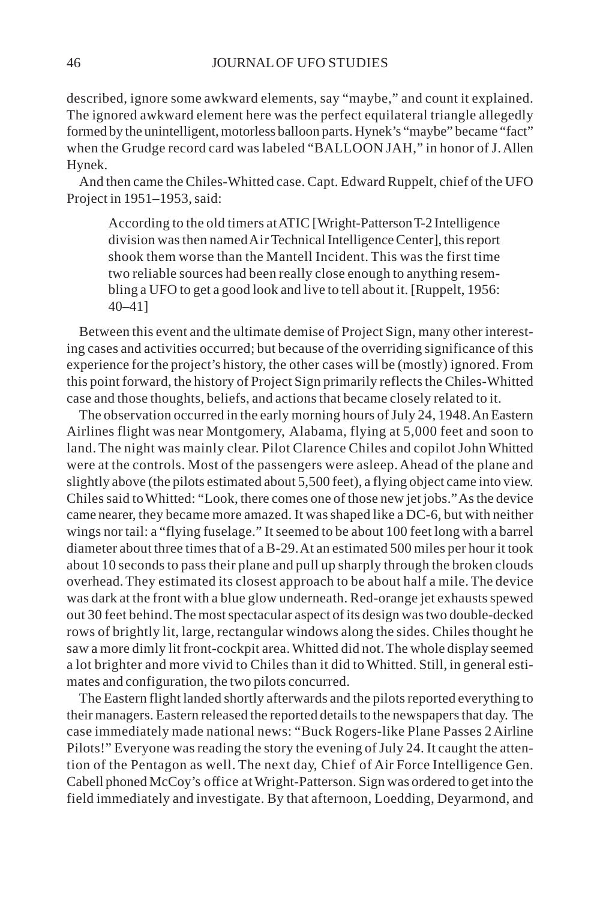described, ignore some awkward elements, say "maybe," and count it explained. The ignored awkward element here was the perfect equilateral triangle allegedly formed by the unintelligent, motorless balloon parts. Hynek's "maybe" became "fact" when the Grudge record card was labeled "BALLOON JAH," in honor of J. Allen Hynek.

And then came the Chiles-Whitted case. Capt. Edward Ruppelt, chief of the UFO Project in 1951–1953, said:

> According to the old timers at ATIC [Wright-Patterson T-2 Intelligence division was then named Air Technical Intelligence Center], this report shook them worse than the Mantell Incident. This was the first time two reliable sources had been really close enough to anything resembling a UFO to get a good look and live to tell about it. [Ruppelt, 1956: 40–41]

Between this event and the ultimate demise of Project Sign, many other interesting cases and activities occurred; but because of the overriding significance of this experience for the project's history, the other cases will be (mostly) ignored. From this point forward, the history of Project Sign primarily reflects the Chiles-Whitted case and those thoughts, beliefs, and actions that became closely related to it.

The observation occurred in the early morning hours of July 24, 1948. An Eastern Airlines flight was near Montgomery, Alabama, flying at 5,000 feet and soon to land. The night was mainly clear. Pilot Clarence Chiles and copilot John Whitted were at the controls. Most of the passengers were asleep. Ahead of the plane and slightly above (the pilots estimated about 5,500 feet), a flying object came into view. Chiles said to Whitted: "Look, there comes one of those new jet jobs." As the device came nearer, they became more amazed. It was shaped like a DC-6, but with neither wings nor tail: a "flying fuselage." It seemed to be about 100 feet long with a barrel diameter about three times that of a B-29. At an estimated 500 miles per hour it took about 10 seconds to pass their plane and pull up sharply through the broken clouds overhead. They estimated its closest approach to be about half a mile. The device was dark at the front with a blue glow underneath. Red-orange jet exhausts spewed out 30 feet behind. The most spectacular aspect of its design was two double-decked rows of brightly lit, large, rectangular windows along the sides. Chiles thought he saw a more dimly lit front-cockpit area. Whitted did not. The whole display seemed a lot brighter and more vivid to Chiles than it did to Whitted. Still, in general estimates and configuration, the two pilots concurred.

The Eastern flight landed shortly afterwards and the pilots reported everything to their managers. Eastern released the reported details to the newspapers that day. The case immediately made national news: "Buck Rogers-like Plane Passes 2 Airline Pilots!" Everyone was reading the story the evening of July 24. It caught the attention of the Pentagon as well. The next day, Chief of Air Force Intelligence Gen. Cabell phoned McCoy's office at Wright-Patterson. Sign was ordered to get into the field immediately and investigate. By that afternoon, Loedding, Deyarmond, and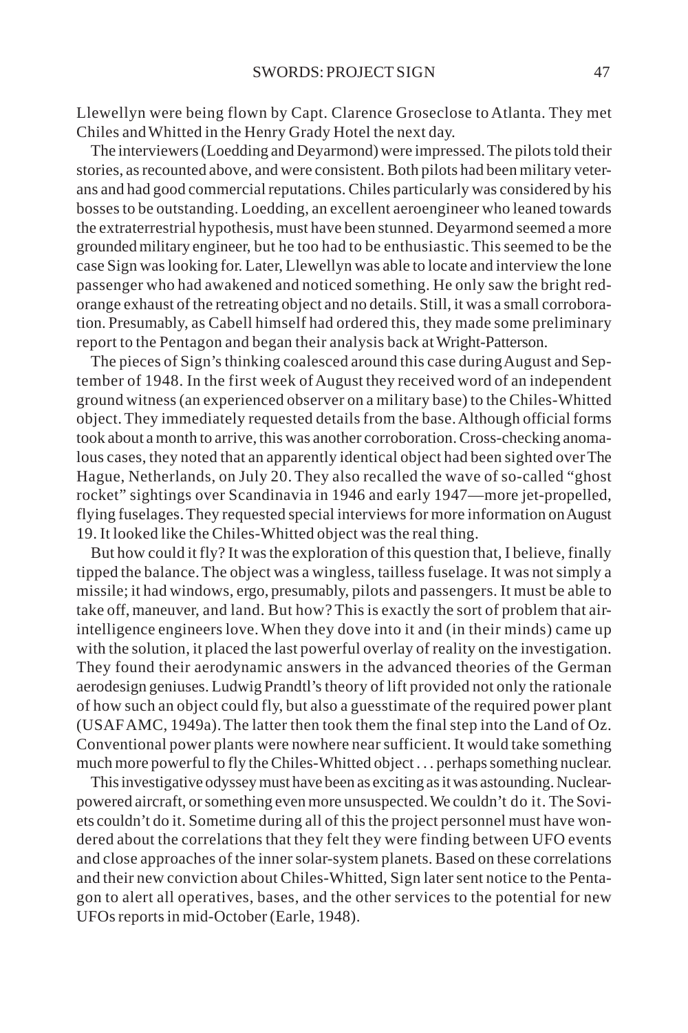Llewellyn were being flown by Capt. Clarence Groseclose to Atlanta. They met Chiles and Whitted in the Henry Grady Hotel the next day.

The interviewers (Loedding and Deyarmond) were impressed. The pilots told their stories, as recounted above, and were consistent. Both pilots had been military veterans and had good commercial reputations. Chiles particularly was considered by his bosses to be outstanding. Loedding, an excellent aeroengineer who leaned towards the extraterrestrial hypothesis, must have been stunned. Deyarmond seemed a more grounded military engineer, but he too had to be enthusiastic. This seemed to be the case Sign was looking for. Later, Llewellyn was able to locate and interview the lone passenger who had awakened and noticed something. He only saw the bright red-orange exhaust of the retreating object and no details. Still, it was a small corroboration. Presumably, as Cabell himself had ordered this, they made some preliminary report to the Pentagon and began their analysis back at Wright-Patterson.

The pieces of Sign's thinking coalesced around this case during August and September of 1948. In the first week of August they received word of an independent ground witness (an experienced observer on a military base) to the Chiles-Whitted object. They immediately requested details from the base. Although official forms took about a month to arrive, this was another corroboration. Cross-checking anomalous cases, they noted that an apparently identical object had been sighted over The Hague, Netherlands, on July 20. They also recalled the wave of so-called "ghost rocket" sightings over Scandinavia in 1946 and early 1947—more jet-propelled, flying fuselages. They requested special interviews for more information on August 19. It looked like the Chiles-Whitted object was the real thing.

But how could it fly? It was the exploration of this question that, I believe, finally tipped the balance. The object was a wingless, tailless fuselage. It was not simply a missile; it had windows, ergo, presumably, pilots and passengers. It must be able to take off, maneuver, and land. But how? This is exactly the sort of problem that air-intelligence engineers love. When they dove into it and (in their minds) came up with the solution, it placed the last powerful overlay of reality on the investigation. They found their aerodynamic answers in the advanced theories of the German aerodesign geniuses. Ludwig Prandtl's theory of lift provided not only the rationale of how such an object could fly, but also a guesstimate of the required power plant (USAF AMC, 1949a). The latter then took them the final step into the Land of Oz. Conventional power plants were nowhere near sufficient. It would take something much more powerful to fly the Chiles-Whitted object . . . perhaps something nuclear.

This investigative odyssey must have been as exciting as it was astounding. Nuclear-powered aircraft, or something even more unsuspected. We couldn't do it. The Soviets couldn't do it. Sometime during all of this the project personnel must have wondered about the correlations that they felt they were finding between UFO events and close approaches of the inner solar-system planets. Based on these correlations and their new conviction about Chiles-Whitted, Sign later sent notice to the Pentagon to alert all operatives, bases, and the other services to the potential for new UFOs reports in mid-October (Earle, 1948).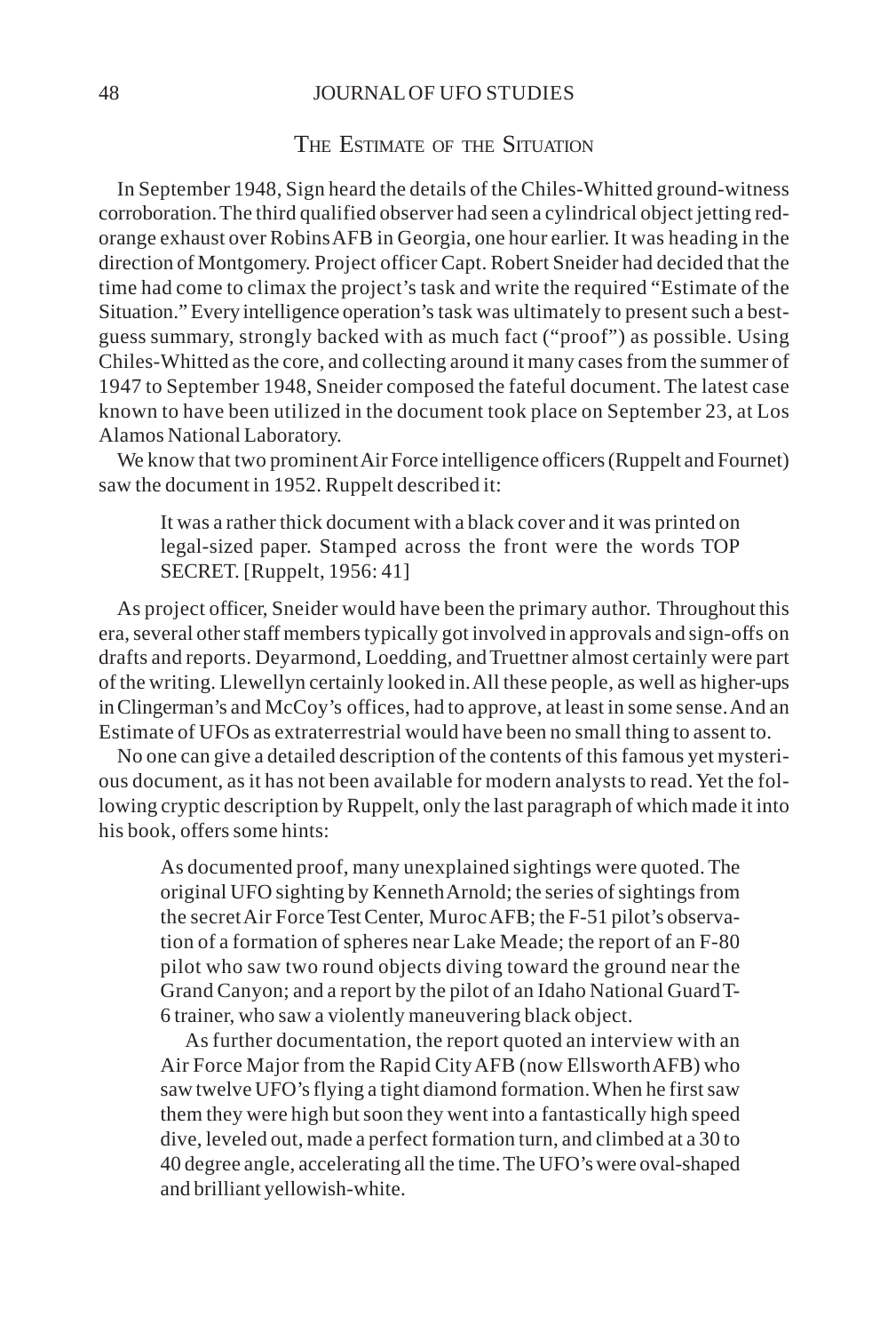## The Estimate of the Situation

In September 1948, Sign heard the details of the Chiles-Whitted ground-witness corroboration. The third qualified observer had seen a cylindrical object jetting red-orange exhaust over Robins AFB in Georgia, one hour earlier. It was heading in the direction of Montgomery. Project officer Capt. Robert Sneider had decided that the time had come to climax the project's task and write the required "Estimate of the Situation." Every intelligence operation's task was ultimately to present such a best-guess summary, strongly backed with as much fact ("proof") as possible. Using Chiles-Whitted as the core, and collecting around it many cases from the summer of 1947 to September 1948, Sneider composed the fateful document. The latest case known to have been utilized in the document took place on September 23, at Los Alamos National Laboratory.

We know that two prominent Air Force intelligence officers (Ruppelt and Fournet) saw the document in 1952. Ruppelt described it:

> It was a rather thick document with a black cover and it was printed on legal-sized paper. Stamped across the front were the words TOP SECRET. [Ruppelt, 1956: 41]

As project officer, Sneider would have been the primary author. Throughout this era, several other staff members typically got involved in approvals and sign-offs on drafts and reports. Deyarmond, Loedding, and Truettner almost certainly were part of the writing. Llewellyn certainly looked in. All these people, as well as higher-ups in Clingerman's and McCoy's offices, had to approve, at least in some sense. And an Estimate of UFOs as extraterrestrial would have been no small thing to assent to.

No one can give a detailed description of the contents of this famous yet mysterious document, as it has not been available for modern analysts to read. Yet the following cryptic description by Ruppelt, only the last paragraph of which made it into his book, offers some hints:

> As documented proof, many unexplained sightings were quoted. The original UFO sighting by Kenneth Arnold; the series of sightings from the secret Air Force Test Center, Muroc AFB; the F-51 pilot's observation of a formation of spheres near Lake Meade; the report of an F-80 pilot who saw two round objects diving toward the ground near the Grand Canyon; and a report by the pilot of an Idaho National Guard T-6 trainer, who saw a violently maneuvering black object.
>
> As further documentation, the report quoted an interview with an Air Force Major from the Rapid City AFB (now Ellsworth AFB) who saw twelve UFO's flying a tight diamond formation. When he first saw them they were high but soon they went into a fantastically high speed dive, leveled out, made a perfect formation turn, and climbed at a 30 to 40 degree angle, accelerating all the time. The UFO's were oval-shaped and brilliant yellowish-white.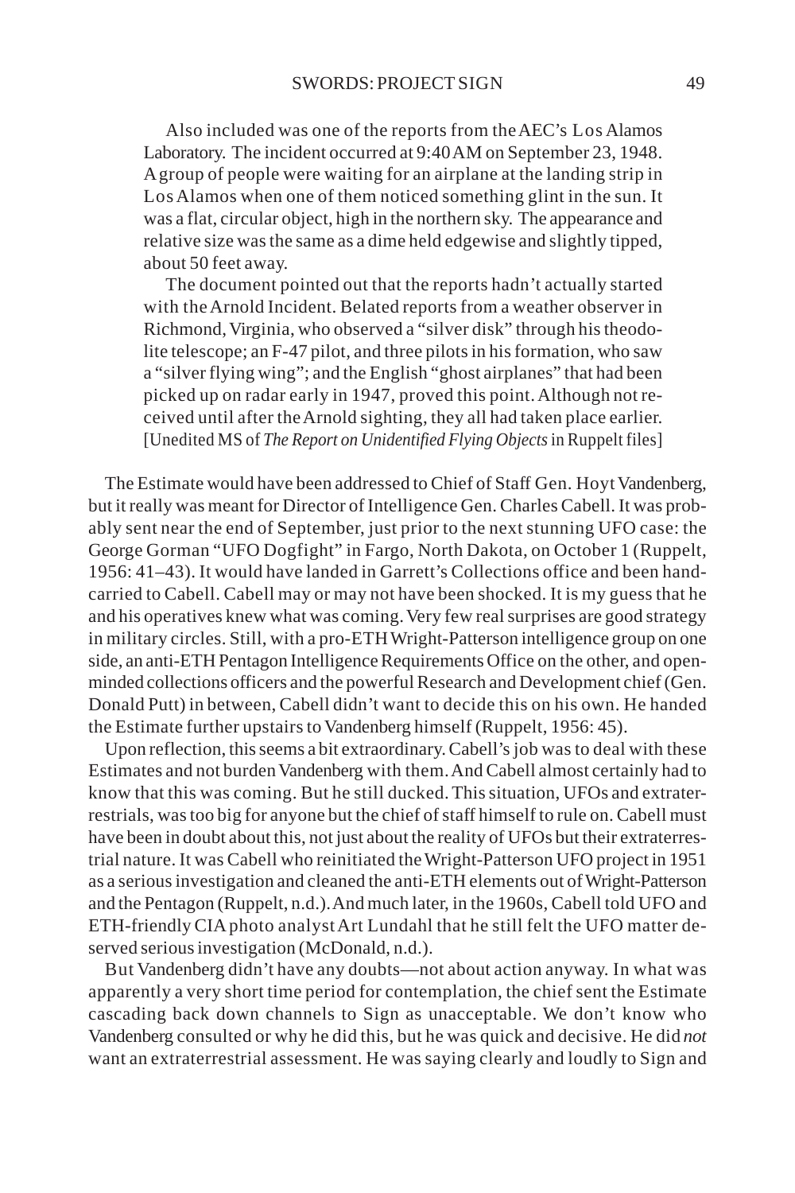> Also included was one of the reports from the AEC's Los Alamos Laboratory. The incident occurred at 9:40 AM on September 23, 1948. A group of people were waiting for an airplane at the landing strip in Los Alamos when one of them noticed something glint in the sun. It was a flat, circular object, high in the northern sky. The appearance and relative size was the same as a dime held edgewise and slightly tipped, about 50 feet away.
>
> The document pointed out that the reports hadn't actually started with the Arnold Incident. Belated reports from a weather observer in Richmond, Virginia, who observed a "silver disk" through his theodolite telescope; an F-47 pilot, and three pilots in his formation, who saw a "silver flying wing"; and the English "ghost airplanes" that had been picked up on radar early in 1947, proved this point. Although not received until after the Arnold sighting, they all had taken place earlier. [Unedited MS of *The Report on Unidentified Flying Objects* in Ruppelt files]

The Estimate would have been addressed to Chief of Staff Gen. Hoyt Vandenberg, but it really was meant for Director of Intelligence Gen. Charles Cabell. It was probably sent near the end of September, just prior to the next stunning UFO case: the George Gorman "UFO Dogfight" in Fargo, North Dakota, on October 1 (Ruppelt, 1956: 41–43). It would have landed in Garrett's Collections office and been hand-carried to Cabell. Cabell may or may not have been shocked. It is my guess that he and his operatives knew what was coming. Very few real surprises are good strategy in military circles. Still, with a pro-ETH Wright-Patterson intelligence group on one side, an anti-ETH Pentagon Intelligence Requirements Office on the other, and open-minded collections officers and the powerful Research and Development chief (Gen. Donald Putt) in between, Cabell didn't want to decide this on his own. He handed the Estimate further upstairs to Vandenberg himself (Ruppelt, 1956: 45).

Upon reflection, this seems a bit extraordinary. Cabell's job was to deal with these Estimates and not burden Vandenberg with them. And Cabell almost certainly had to know that this was coming. But he still ducked. This situation, UFOs and extraterrestrials, was too big for anyone but the chief of staff himself to rule on. Cabell must have been in doubt about this, not just about the reality of UFOs but their extraterrestrial nature. It was Cabell who reinitiated the Wright-Patterson UFO project in 1951 as a serious investigation and cleaned the anti-ETH elements out of Wright-Patterson and the Pentagon (Ruppelt, n.d.). And much later, in the 1960s, Cabell told UFO and ETH-friendly CIA photo analyst Art Lundahl that he still felt the UFO matter deserved serious investigation (McDonald, n.d.).

But Vandenberg didn't have any doubts—not about action anyway. In what was apparently a very short time period for contemplation, the chief sent the Estimate cascading back down channels to Sign as unacceptable. We don't know who Vandenberg consulted or why he did this, but he was quick and decisive. He did *not* want an extraterrestrial assessment. He was saying clearly and loudly to Sign and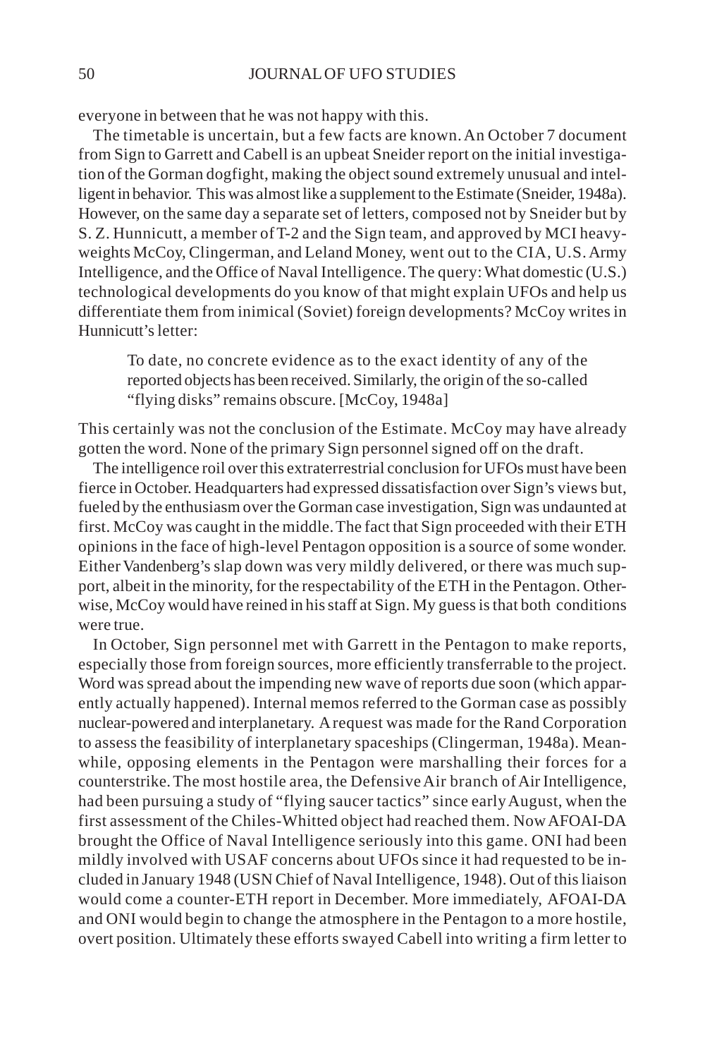everyone in between that he was not happy with this.

The timetable is uncertain, but a few facts are known. An October 7 document from Sign to Garrett and Cabell is an upbeat Sneider report on the initial investigation of the Gorman dogfight, making the object sound extremely unusual and intelligent in behavior. This was almost like a supplement to the Estimate (Sneider, 1948a). However, on the same day a separate set of letters, composed not by Sneider but by S. Z. Hunnicutt, a member of T-2 and the Sign team, and approved by MCI heavyweights McCoy, Clingerman, and Leland Money, went out to the CIA, U.S. Army Intelligence, and the Office of Naval Intelligence. The query: What domestic (U.S.) technological developments do you know of that might explain UFOs and help us differentiate them from inimical (Soviet) foreign developments? McCoy writes in Hunnicutt's letter:

> To date, no concrete evidence as to the exact identity of any of the reported objects has been received. Similarly, the origin of the so-called "flying disks" remains obscure. [McCoy, 1948a]

This certainly was not the conclusion of the Estimate. McCoy may have already gotten the word. None of the primary Sign personnel signed off on the draft.

The intelligence roil over this extraterrestrial conclusion for UFOs must have been fierce in October. Headquarters had expressed dissatisfaction over Sign's views but, fueled by the enthusiasm over the Gorman case investigation, Sign was undaunted at first. McCoy was caught in the middle. The fact that Sign proceeded with their ETH opinions in the face of high-level Pentagon opposition is a source of some wonder. Either Vandenberg's slap down was very mildly delivered, or there was much support, albeit in the minority, for the respectability of the ETH in the Pentagon. Otherwise, McCoy would have reined in his staff at Sign. My guess is that both conditions were true.

In October, Sign personnel met with Garrett in the Pentagon to make reports, especially those from foreign sources, more efficiently transferrable to the project. Word was spread about the impending new wave of reports due soon (which apparently actually happened). Internal memos referred to the Gorman case as possibly nuclear-powered and interplanetary. A request was made for the Rand Corporation to assess the feasibility of interplanetary spaceships (Clingerman, 1948a). Meanwhile, opposing elements in the Pentagon were marshalling their forces for a counterstrike. The most hostile area, the Defensive Air branch of Air Intelligence, had been pursuing a study of "flying saucer tactics" since early August, when the first assessment of the Chiles-Whitted object had reached them. Now AFOAI-DA brought the Office of Naval Intelligence seriously into this game. ONI had been mildly involved with USAF concerns about UFOs since it had requested to be included in January 1948 (USN Chief of Naval Intelligence, 1948). Out of this liaison would come a counter-ETH report in December. More immediately, AFOAI-DA and ONI would begin to change the atmosphere in the Pentagon to a more hostile, overt position. Ultimately these efforts swayed Cabell into writing a firm letter to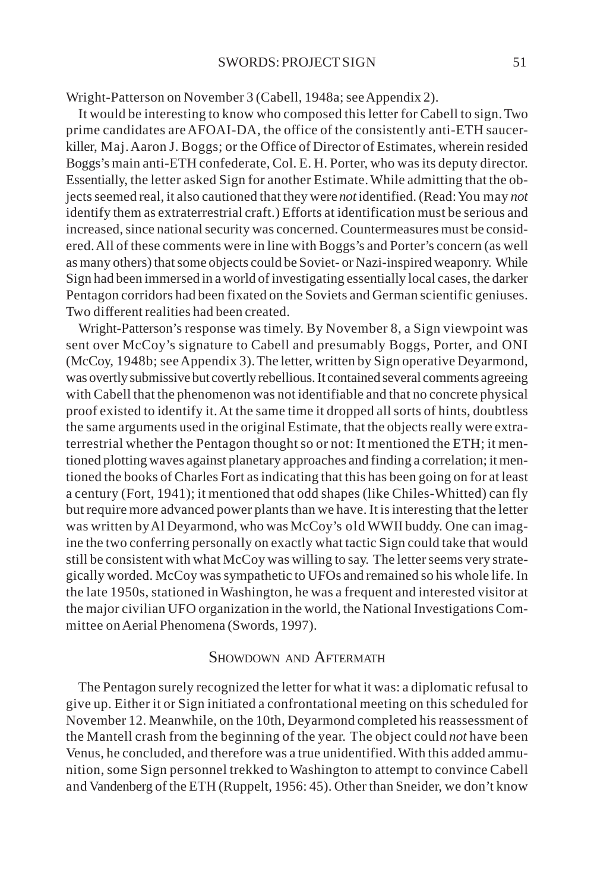Wright-Patterson on November 3 (Cabell, 1948a; see Appendix 2).

It would be interesting to know who composed this letter for Cabell to sign. Two prime candidates are AFOAI-DA, the office of the consistently anti-ETH saucer-killer, Maj. Aaron J. Boggs; or the Office of Director of Estimates, wherein resided Boggs's main anti-ETH confederate, Col. E. H. Porter, who was its deputy director. Essentially, the letter asked Sign for another Estimate. While admitting that the objects seemed real, it also cautioned that they were *not* identified. (Read: You may *not* identify them as extraterrestrial craft.) Efforts at identification must be serious and increased, since national security was concerned. Countermeasures must be considered. All of these comments were in line with Boggs's and Porter's concern (as well as many others) that some objects could be Soviet- or Nazi-inspired weaponry. While Sign had been immersed in a world of investigating essentially local cases, the darker Pentagon corridors had been fixated on the Soviets and German scientific geniuses. Two different realities had been created.

Wright-Patterson's response was timely. By November 8, a Sign viewpoint was sent over McCoy's signature to Cabell and presumably Boggs, Porter, and ONI (McCoy, 1948b; see Appendix 3). The letter, written by Sign operative Deyarmond, was overtly submissive but covertly rebellious. It contained several comments agreeing with Cabell that the phenomenon was not identifiable and that no concrete physical proof existed to identify it. At the same time it dropped all sorts of hints, doubtless the same arguments used in the original Estimate, that the objects really were extraterrestrial whether the Pentagon thought so or not: It mentioned the ETH; it mentioned plotting waves against planetary approaches and finding a correlation; it mentioned the books of Charles Fort as indicating that this has been going on for at least a century (Fort, 1941); it mentioned that odd shapes (like Chiles-Whitted) can fly but require more advanced power plants than we have. It is interesting that the letter was written by Al Deyarmond, who was McCoy's old WWII buddy. One can imagine the two conferring personally on exactly what tactic Sign could take that would still be consistent with what McCoy was willing to say. The letter seems very strategically worded. McCoy was sympathetic to UFOs and remained so his whole life. In the late 1950s, stationed in Washington, he was a frequent and interested visitor at the major civilian UFO organization in the world, the National Investigations Committee on Aerial Phenomena (Swords, 1997).

## Showdown and Aftermath

The Pentagon surely recognized the letter for what it was: a diplomatic refusal to give up. Either it or Sign initiated a confrontational meeting on this scheduled for November 12. Meanwhile, on the 10th, Deyarmond completed his reassessment of the Mantell crash from the beginning of the year. The object could *not* have been Venus, he concluded, and therefore was a true unidentified. With this added ammunition, some Sign personnel trekked to Washington to attempt to convince Cabell and Vandenberg of the ETH (Ruppelt, 1956: 45). Other than Sneider, we don't know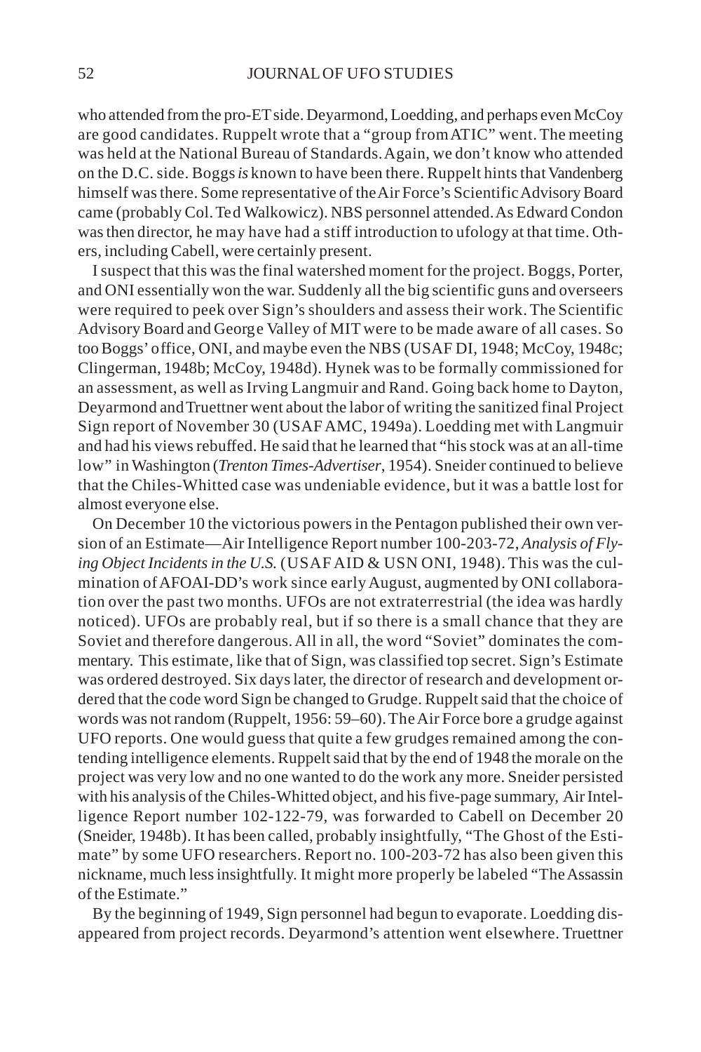who attended from the pro-ET side. Deyarmond, Loedding, and perhaps even McCoy are good candidates. Ruppelt wrote that a "group from ATIC" went. The meeting was held at the National Bureau of Standards. Again, we don't know who attended on the D.C. side. Boggs *is* known to have been there. Ruppelt hints that Vandenberg himself was there. Some representative of the Air Force's Scientific Advisory Board came (probably Col. Ted Walkowicz). NBS personnel attended. As Edward Condon was then director, he may have had a stiff introduction to ufology at that time. Others, including Cabell, were certainly present.

I suspect that this was the final watershed moment for the project. Boggs, Porter, and ONI essentially won the war. Suddenly all the big scientific guns and overseers were required to peek over Sign's shoulders and assess their work. The Scientific Advisory Board and George Valley of MIT were to be made aware of all cases. So too Boggs' office, ONI, and maybe even the NBS (USAF DI, 1948; McCoy, 1948c; Clingerman, 1948b; McCoy, 1948d). Hynek was to be formally commissioned for an assessment, as well as Irving Langmuir and Rand. Going back home to Dayton, Deyarmond and Truettner went about the labor of writing the sanitized final Project Sign report of November 30 (USAF AMC, 1949a). Loedding met with Langmuir and had his views rebuffed. He said that he learned that "his stock was at an all-time low" in Washington (*Trenton Times-Advertiser*, 1954). Sneider continued to believe that the Chiles-Whitted case was undeniable evidence, but it was a battle lost for almost everyone else.

On December 10 the victorious powers in the Pentagon published their own version of an Estimate—Air Intelligence Report number 100-203-72, *Analysis of Flying Object Incidents in the U.S.* (USAF AID & USN ONI, 1948). This was the culmination of AFOAI-DD's work since early August, augmented by ONI collaboration over the past two months. UFOs are not extraterrestrial (the idea was hardly noticed). UFOs are probably real, but if so there is a small chance that they are Soviet and therefore dangerous. All in all, the word "Soviet" dominates the commentary. This estimate, like that of Sign, was classified top secret. Sign's Estimate was ordered destroyed. Six days later, the director of research and development ordered that the code word Sign be changed to Grudge. Ruppelt said that the choice of words was not random (Ruppelt, 1956: 59–60). The Air Force bore a grudge against UFO reports. One would guess that quite a few grudges remained among the contending intelligence elements. Ruppelt said that by the end of 1948 the morale on the project was very low and no one wanted to do the work any more. Sneider persisted with his analysis of the Chiles-Whitted object, and his five-page summary, Air Intelligence Report number 102-122-79, was forwarded to Cabell on December 20 (Sneider, 1948b). It has been called, probably insightfully, "The Ghost of the Estimate" by some UFO researchers. Report no. 100-203-72 has also been given this nickname, much less insightfully. It might more properly be labeled "The Assassin of the Estimate."

By the beginning of 1949, Sign personnel had begun to evaporate. Loedding disappeared from project records. Deyarmond's attention went elsewhere. Truettner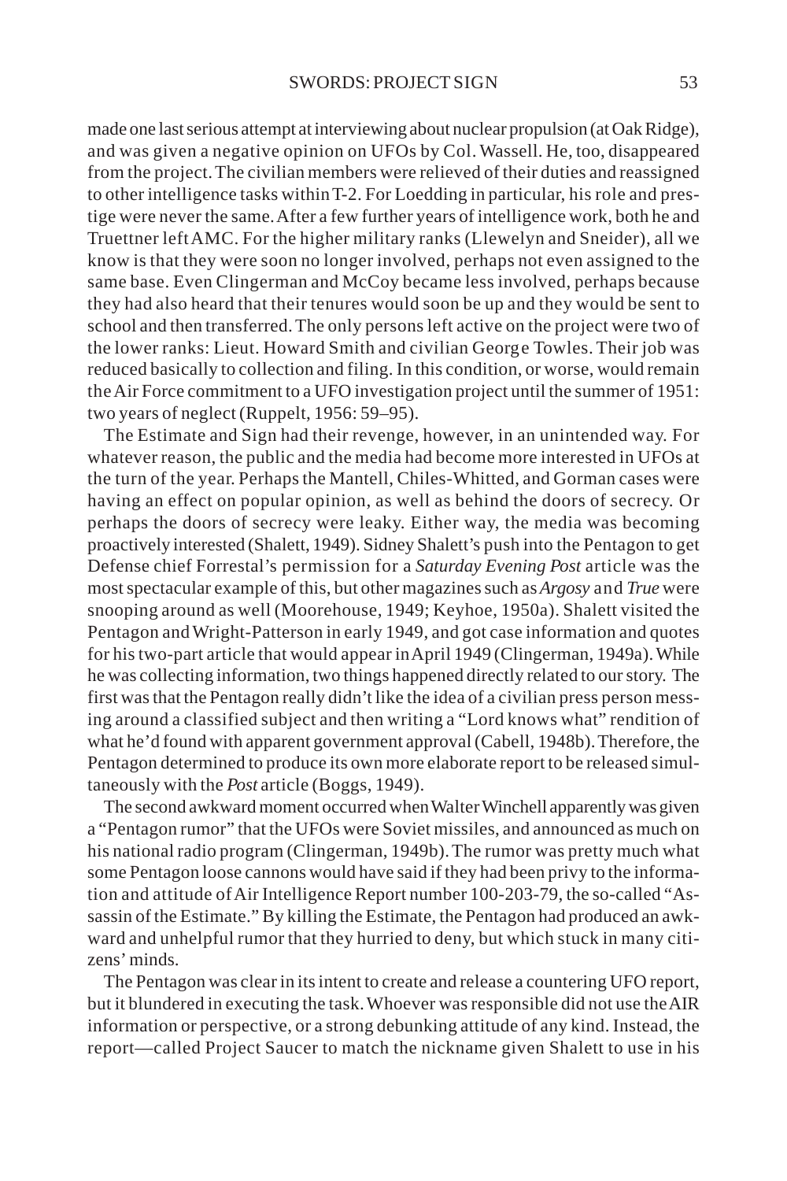made one last serious attempt at interviewing about nuclear propulsion (at Oak Ridge), and was given a negative opinion on UFOs by Col. Wassell. He, too, disappeared from the project. The civilian members were relieved of their duties and reassigned to other intelligence tasks within T-2. For Loedding in particular, his role and prestige were never the same. After a few further years of intelligence work, both he and Truettner left AMC. For the higher military ranks (Llewelyn and Sneider), all we know is that they were soon no longer involved, perhaps not even assigned to the same base. Even Clingerman and McCoy became less involved, perhaps because they had also heard that their tenures would soon be up and they would be sent to school and then transferred. The only persons left active on the project were two of the lower ranks: Lieut. Howard Smith and civilian George Towles. Their job was reduced basically to collection and filing. In this condition, or worse, would remain the Air Force commitment to a UFO investigation project until the summer of 1951: two years of neglect (Ruppelt, 1956: 59–95).

The Estimate and Sign had their revenge, however, in an unintended way. For whatever reason, the public and the media had become more interested in UFOs at the turn of the year. Perhaps the Mantell, Chiles-Whitted, and Gorman cases were having an effect on popular opinion, as well as behind the doors of secrecy. Or perhaps the doors of secrecy were leaky. Either way, the media was becoming proactively interested (Shalett, 1949). Sidney Shalett's push into the Pentagon to get Defense chief Forrestal's permission for a *Saturday Evening Post* article was the most spectacular example of this, but other magazines such as *Argosy* and *True* were snooping around as well (Moorehouse, 1949; Keyhoe, 1950a). Shalett visited the Pentagon and Wright-Patterson in early 1949, and got case information and quotes for his two-part article that would appear in April 1949 (Clingerman, 1949a). While he was collecting information, two things happened directly related to our story. The first was that the Pentagon really didn't like the idea of a civilian press person messing around a classified subject and then writing a "Lord knows what" rendition of what he'd found with apparent government approval (Cabell, 1948b). Therefore, the Pentagon determined to produce its own more elaborate report to be released simultaneously with the *Post* article (Boggs, 1949).

The second awkward moment occurred when Walter Winchell apparently was given a "Pentagon rumor" that the UFOs were Soviet missiles, and announced as much on his national radio program (Clingerman, 1949b). The rumor was pretty much what some Pentagon loose cannons would have said if they had been privy to the information and attitude of Air Intelligence Report number 100-203-79, the so-called "Assassin of the Estimate." By killing the Estimate, the Pentagon had produced an awkward and unhelpful rumor that they hurried to deny, but which stuck in many citizens' minds.

The Pentagon was clear in its intent to create and release a countering UFO report, but it blundered in executing the task. Whoever was responsible did not use the AIR information or perspective, or a strong debunking attitude of any kind. Instead, the report—called Project Saucer to match the nickname given Shalett to use in his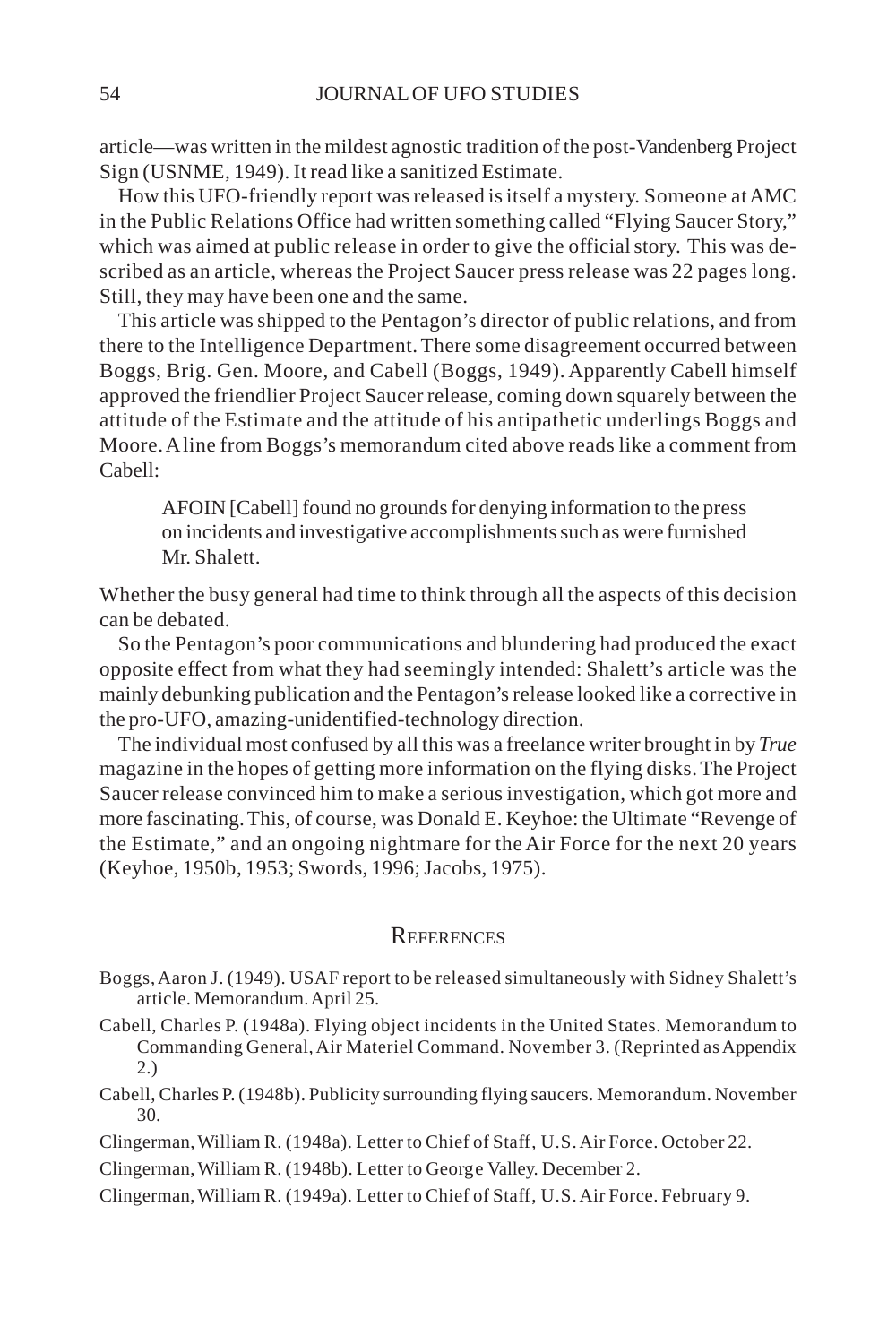article—was written in the mildest agnostic tradition of the post-Vandenberg Project Sign (USNME, 1949). It read like a sanitized Estimate.

How this UFO-friendly report was released is itself a mystery. Someone at AMC in the Public Relations Office had written something called "Flying Saucer Story," which was aimed at public release in order to give the official story. This was described as an article, whereas the Project Saucer press release was 22 pages long. Still, they may have been one and the same.

This article was shipped to the Pentagon's director of public relations, and from there to the Intelligence Department. There some disagreement occurred between Boggs, Brig. Gen. Moore, and Cabell (Boggs, 1949). Apparently Cabell himself approved the friendlier Project Saucer release, coming down squarely between the attitude of the Estimate and the attitude of his antipathetic underlings Boggs and Moore. A line from Boggs's memorandum cited above reads like a comment from Cabell:

> AFOIN [Cabell] found no grounds for denying information to the press on incidents and investigative accomplishments such as were furnished Mr. Shalett.

Whether the busy general had time to think through all the aspects of this decision can be debated.

So the Pentagon's poor communications and blundering had produced the exact opposite effect from what they had seemingly intended: Shalett's article was the mainly debunking publication and the Pentagon's release looked like a corrective in the pro-UFO, amazing-unidentified-technology direction.

The individual most confused by all this was a freelance writer brought in by *True* magazine in the hopes of getting more information on the flying disks. The Project Saucer release convinced him to make a serious investigation, which got more and more fascinating. This, of course, was Donald E. Keyhoe: the Ultimate "Revenge of the Estimate," and an ongoing nightmare for the Air Force for the next 20 years (Keyhoe, 1950b, 1953; Swords, 1996; Jacobs, 1975).

## References

Boggs, Aaron J. (1949). USAF report to be released simultaneously with Sidney Shalett's article. Memorandum. April 25.

Cabell, Charles P. (1948a). Flying object incidents in the United States. Memorandum to Commanding General, Air Materiel Command. November 3. (Reprinted as Appendix 2.)

Cabell, Charles P. (1948b). Publicity surrounding flying saucers. Memorandum. November 30.

Clingerman, William R. (1948a). Letter to Chief of Staff, U.S. Air Force. October 22.

Clingerman, William R. (1948b). Letter to George Valley. December 2.

Clingerman, William R. (1949a). Letter to Chief of Staff, U.S. Air Force. February 9.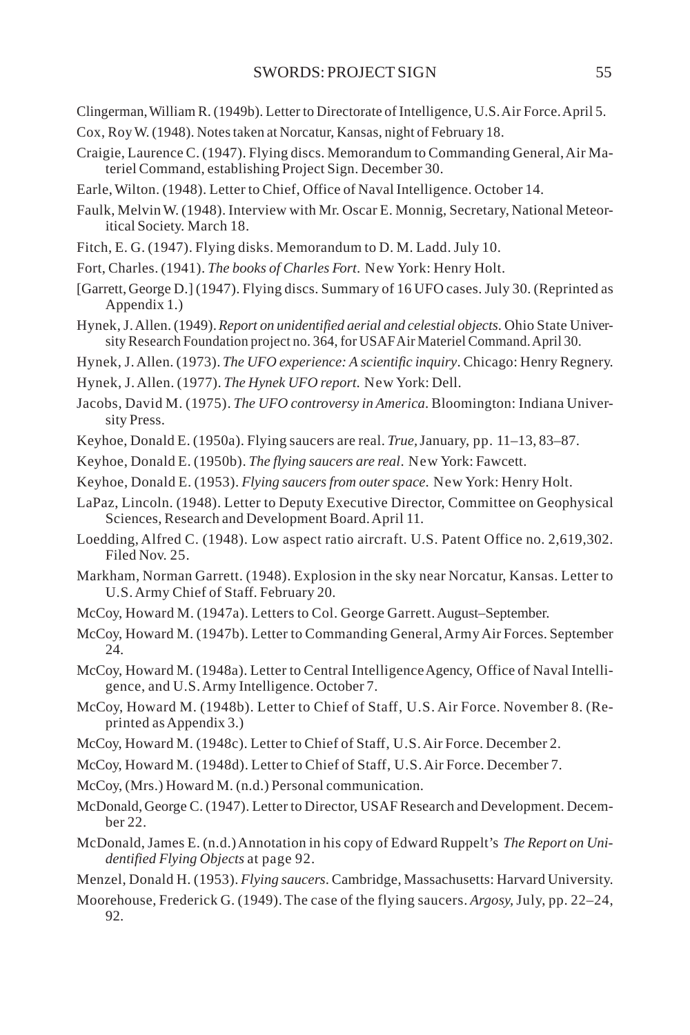Clingerman, William R. (1949b). Letter to Directorate of Intelligence, U.S. Air Force. April 5.

Cox, Roy W. (1948). Notes taken at Norcatur, Kansas, night of February 18.

Craigie, Laurence C. (1947). Flying discs. Memorandum to Commanding General, Air Materiel Command, establishing Project Sign. December 30.

Earle, Wilton. (1948). Letter to Chief, Office of Naval Intelligence. October 14.

Faulk, Melvin W. (1948). Interview with Mr. Oscar E. Monnig, Secretary, National Meteoritical Society. March 18.

Fitch, E. G. (1947). Flying disks. Memorandum to D. M. Ladd. July 10.

Fort, Charles. (1941). *The books of Charles Fort*. New York: Henry Holt.

[Garrett, George D.] (1947). Flying discs. Summary of 16 UFO cases. July 30. (Reprinted as Appendix 1.)

Hynek, J. Allen. (1949). *Report on unidentified aerial and celestial objects.* Ohio State University Research Foundation project no. 364, for USAF Air Materiel Command. April 30.

Hynek, J. Allen. (1973). *The UFO experience: A scientific inquiry*. Chicago: Henry Regnery.

Hynek, J. Allen. (1977). *The Hynek UFO report.* New York: Dell.

Jacobs, David M. (1975). *The UFO controversy in America*. Bloomington: Indiana University Press.

Keyhoe, Donald E. (1950a). Flying saucers are real. *True*, January, pp. 11–13, 83–87.

Keyhoe, Donald E. (1950b). *The flying saucers are real*. New York: Fawcett.

Keyhoe, Donald E. (1953). *Flying saucers from outer space.* New York: Henry Holt.

LaPaz, Lincoln. (1948). Letter to Deputy Executive Director, Committee on Geophysical Sciences, Research and Development Board. April 11.

Loedding, Alfred C. (1948). Low aspect ratio aircraft. U.S. Patent Office no. 2,619,302. Filed Nov. 25.

Markham, Norman Garrett. (1948). Explosion in the sky near Norcatur, Kansas. Letter to U.S. Army Chief of Staff. February 20.

McCoy, Howard M. (1947a). Letters to Col. George Garrett. August–September.

McCoy, Howard M. (1947b). Letter to Commanding General, Army Air Forces. September 24.

McCoy, Howard M. (1948a). Letter to Central Intelligence Agency, Office of Naval Intelligence, and U.S. Army Intelligence. October 7.

McCoy, Howard M. (1948b). Letter to Chief of Staff, U.S. Air Force. November 8. (Reprinted as Appendix 3.)

McCoy, Howard M. (1948c). Letter to Chief of Staff, U.S. Air Force. December 2.

McCoy, Howard M. (1948d). Letter to Chief of Staff, U.S. Air Force. December 7.

McCoy, (Mrs.) Howard M. (n.d.) Personal communication.

McDonald, George C. (1947). Letter to Director, USAF Research and Development. December 22.

McDonald, James E. (n.d.) Annotation in his copy of Edward Ruppelt's *The Report on Unidentified Flying Objects* at page 92.

Menzel, Donald H. (1953). *Flying saucers*. Cambridge, Massachusetts: Harvard University.

Moorehouse, Frederick G. (1949). The case of the flying saucers. *Argosy*, July, pp. 22–24, 92.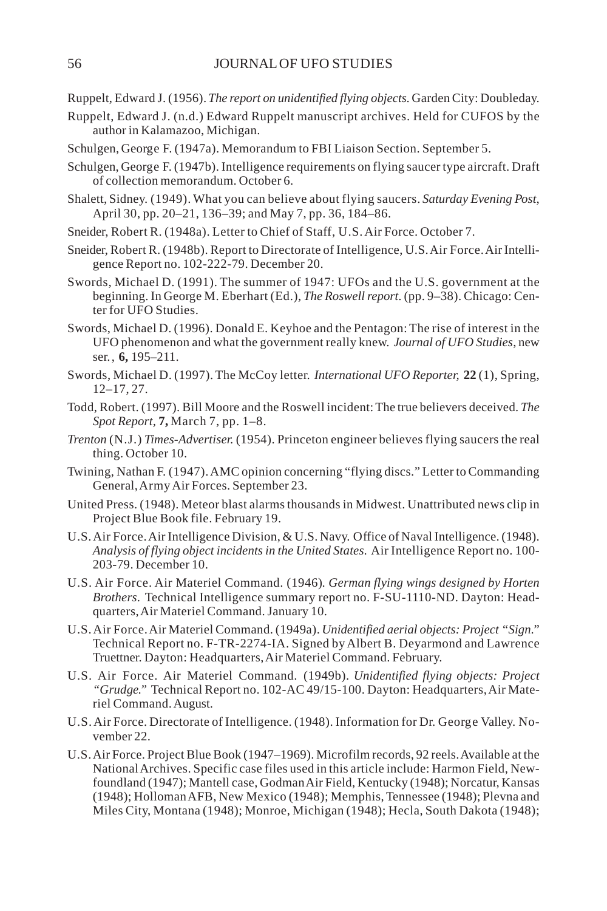Ruppelt, Edward J. (1956). *The report on unidentified flying objects.* Garden City: Doubleday.

Ruppelt, Edward J. (n.d.) Edward Ruppelt manuscript archives. Held for CUFOS by the author in Kalamazoo, Michigan.

Schulgen, George F. (1947a). Memorandum to FBI Liaison Section. September 5.

Schulgen, George F. (1947b). Intelligence requirements on flying saucer type aircraft. Draft of collection memorandum. October 6.

Shalett, Sidney. (1949). What you can believe about flying saucers. *Saturday Evening Post*, April 30, pp. 20–21, 136–39; and May 7, pp. 36, 184–86.

Sneider, Robert R. (1948a). Letter to Chief of Staff, U.S. Air Force. October 7.

Sneider, Robert R. (1948b). Report to Directorate of Intelligence, U.S. Air Force. Air Intelligence Report no. 102-222-79. December 20.

Swords, Michael D. (1991). The summer of 1947: UFOs and the U.S. government at the beginning. In George M. Eberhart (Ed.), *The Roswell report.* (pp. 9–38). Chicago: Center for UFO Studies.

Swords, Michael D. (1996). Donald E. Keyhoe and the Pentagon: The rise of interest in the UFO phenomenon and what the government really knew. *Journal of UFO Studies*, new ser., **6,** 195–211.

Swords, Michael D. (1997). The McCoy letter. *International UFO Reporter,* **22** (1), Spring, 12–17, 27.

Todd, Robert. (1997). Bill Moore and the Roswell incident: The true believers deceived. *The Spot Report*, **7,** March 7, pp. 1–8.

*Trenton* (N.J.) *Times-Advertiser.* (1954). Princeton engineer believes flying saucers the real thing. October 10.

Twining, Nathan F. (1947). AMC opinion concerning "flying discs." Letter to Commanding General, Army Air Forces. September 23.

United Press. (1948). Meteor blast alarms thousands in Midwest. Unattributed news clip in Project Blue Book file. February 19.

U.S. Air Force. Air Intelligence Division, & U.S. Navy. Office of Naval Intelligence. (1948). *Analysis of flying object incidents in the United States.* Air Intelligence Report no. 100-203-79. December 10.

U.S. Air Force. Air Materiel Command. (1946)*. German flying wings designed by Horten Brothers.* Technical Intelligence summary report no. F-SU-1110-ND. Dayton: Headquarters, Air Materiel Command. January 10.

U.S. Air Force. Air Materiel Command. (1949a). *Unidentified aerial objects: Project "Sign.*" Technical Report no. F-TR-2274-IA. Signed by Albert B. Deyarmond and Lawrence Truettner. Dayton: Headquarters, Air Materiel Command. February.

U.S. Air Force. Air Materiel Command. (1949b). *Unidentified flying objects: Project "Grudge.*" Technical Report no. 102-AC 49/15-100. Dayton: Headquarters, Air Materiel Command. August.

U.S. Air Force. Directorate of Intelligence. (1948). Information for Dr. George Valley. November 22.

U.S. Air Force. Project Blue Book (1947–1969). Microfilm records, 92 reels. Available at the National Archives. Specific case files used in this article include: Harmon Field, Newfoundland (1947); Mantell case, Godman Air Field, Kentucky (1948); Norcatur, Kansas (1948); Holloman AFB, New Mexico (1948); Memphis, Tennessee (1948); Plevna and Miles City, Montana (1948); Monroe, Michigan (1948); Hecla, South Dakota (1948);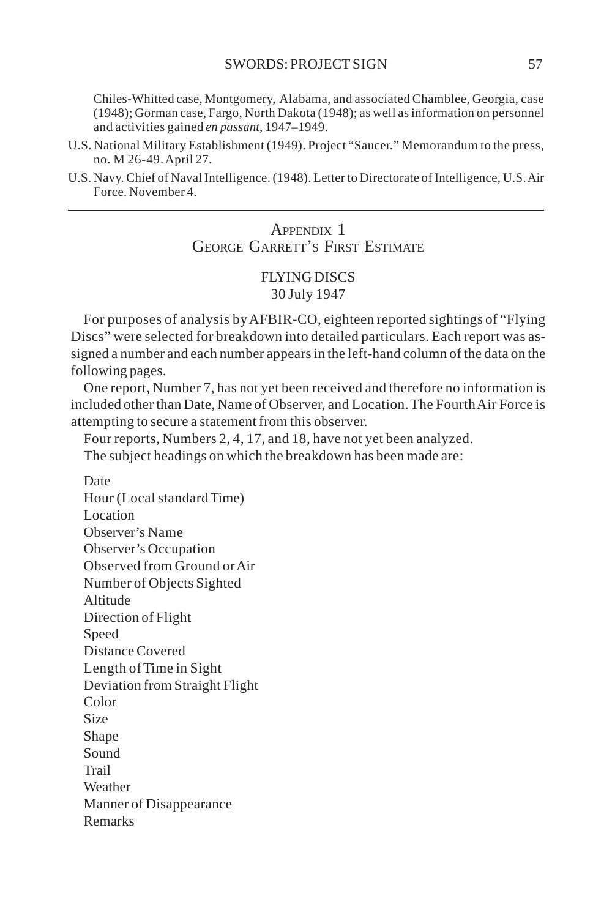Chiles-Whitted case, Montgomery, Alabama, and associated Chamblee, Georgia, case (1948); Gorman case, Fargo, North Dakota (1948); as well as information on personnel and activities gained *en passant*, 1947–1949.

U.S. National Military Establishment (1949). Project "Saucer." Memorandum to the press, no. M 26-49. April 27.

U.S. Navy. Chief of Naval Intelligence. (1948). Letter to Directorate of Intelligence, U.S. Air Force. November 4.

---

## Appendix 1
## George Garrett's First Estimate

### FLYING DISCS
### 30 July 1947

For purposes of analysis by AFBIR-CO, eighteen reported sightings of "Flying Discs" were selected for breakdown into detailed particulars. Each report was assigned a number and each number appears in the left-hand column of the data on the following pages.

One report, Number 7, has not yet been received and therefore no information is included other than Date, Name of Observer, and Location. The Fourth Air Force is attempting to secure a statement from this observer.

Four reports, Numbers 2, 4, 17, and 18, have not yet been analyzed.

The subject headings on which the breakdown has been made are:

Date
Hour (Local standard Time)
Location
Observer's Name
Observer's Occupation
Observed from Ground or Air
Number of Objects Sighted
Altitude
Direction of Flight
Speed
Distance Covered
Length of Time in Sight
Deviation from Straight Flight
Color
Size
Shape
Sound
Trail
Weather
Manner of Disappearance
Remarks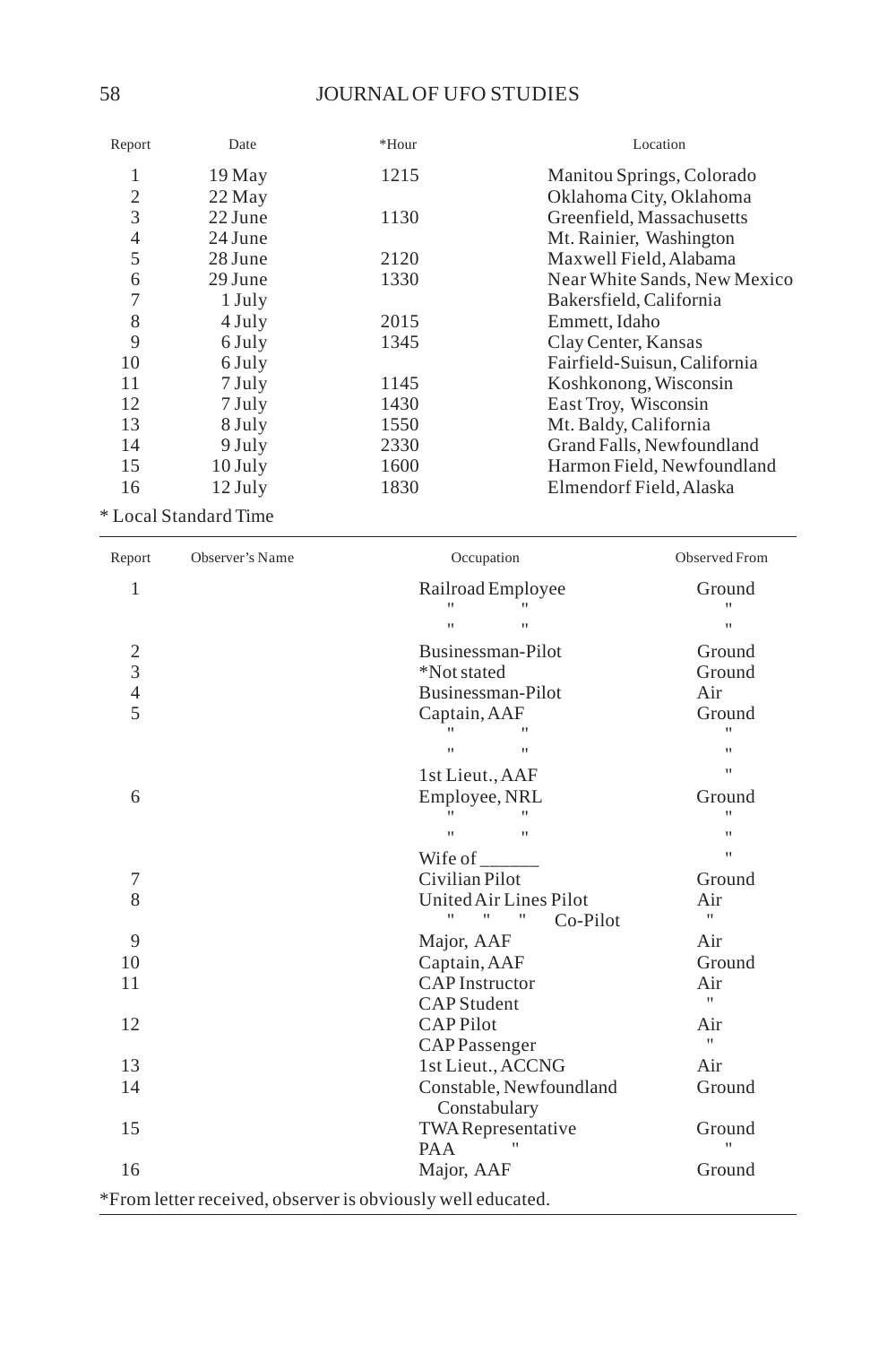| Report | Date | *Hour | Location |
|---|---|---|---|
| 1 | 19 May | 1215 | Manitou Springs, Colorado |
| 2 | 22 May | | Oklahoma City, Oklahoma |
| 3 | 22 June | 1130 | Greenfield, Massachusetts |
| 4 | 24 June | | Mt. Rainier, Washington |
| 5 | 28 June | 2120 | Maxwell Field, Alabama |
| 6 | 29 June | 1330 | Near White Sands, New Mexico |
| 7 | 1 July | | Bakersfield, California |
| 8 | 4 July | 2015 | Emmett, Idaho |
| 9 | 6 July | 1345 | Clay Center, Kansas |
| 10 | 6 July | | Fairfield-Suisun, California |
| 11 | 7 July | 1145 | Koshkonong, Wisconsin |
| 12 | 7 July | 1430 | East Troy, Wisconsin |
| 13 | 8 July | 1550 | Mt. Baldy, California |
| 14 | 9 July | 2330 | Grand Falls, Newfoundland |
| 15 | 10 July | 1600 | Harmon Field, Newfoundland |
| 16 | 12 July | 1830 | Elmendorf Field, Alaska |

* Local Standard Time

| Report | Observer's Name | Occupation | Observed From |
|---|---|---|---|
| 1 | | Railroad Employee | Ground |
| | | " " | " |
| | | " " | " |
| 2 | | Businessman-Pilot | Ground |
| 3 | | *Not stated | Ground |
| 4 | | Businessman-Pilot | Air |
| 5 | | Captain, AAF | Ground |
| | | " " | " |
| | | " " | " |
| | | 1st Lieut., AAF | " |
| 6 | | Employee, NRL | Ground |
| | | " " | " |
| | | " " | " |
| | | Wife of ______ | " |
| 7 | | Civilian Pilot | Ground |
| 8 | | United Air Lines Pilot | Air |
| | | " " " Co-Pilot | " |
| 9 | | Major, AAF | Air |
| 10 | | Captain, AAF | Ground |
| 11 | | CAP Instructor | Air |
| | | CAP Student | " |
| 12 | | CAP Pilot | Air |
| | | CAP Passenger | " |
| 13 | | 1st Lieut., ACCNG | Air |
| 14 | | Constable, Newfoundland Constabulary | Ground |
| 15 | | TWA Representative | Ground |
| | | PAA " | " |
| 16 | | Major, AAF | Ground |

*From letter received, observer is obviously well educated.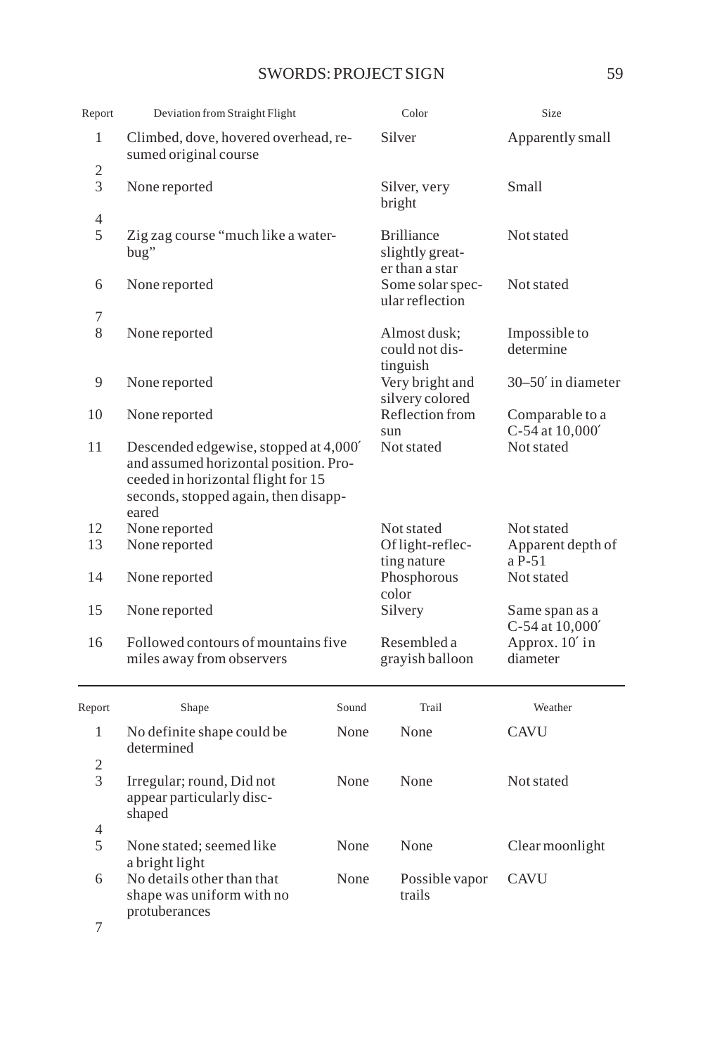| Report | Deviation from Straight Flight | Color | Size |
|---|---|---|---|
| 1 | Climbed, dove, hovered overhead, resumed original course | Silver | Apparently small |
| 2 | | | |
| 3 | None reported | Silver, very bright | Small |
| 4 | | | |
| 5 | Zig zag course "much like a waterbug" | Brilliance slightly greater than a star | Not stated |
| 6 | None reported | Some solar specular reflection | Not stated |
| 7 | | | |
| 8 | None reported | Almost dusk; could not distinguish | Impossible to determine |
| 9 | None reported | Very bright and silvery colored | 30–50′ in diameter |
| 10 | None reported | Reflection from sun | Comparable to a C-54 at 10,000′ |
| 11 | Descended edgewise, stopped at 4,000′ and assumed horizontal position. Proceeded in horizontal flight for 15 seconds, stopped again, then disappeared | Not stated | Not stated |
| 12 | None reported | Not stated | Not stated |
| 13 | None reported | Of light-reflecting nature | Apparent depth of a P-51 |
| 14 | None reported | Phosphorous color | Not stated |
| 15 | None reported | Silvery | Same span as a C-54 at 10,000′ |
| 16 | Followed contours of mountains five miles away from observers | Resembled a grayish balloon | Approx. 10′ in diameter |

| Report | Shape | Sound | Trail | Weather |
|---|---|---|---|---|
| 1 | No definite shape could be determined | None | None | CAVU |
| 2 | | | | |
| 3 | Irregular; round, Did not appear particularly disc-shaped | None | None | Not stated |
| 4 | | | | |
| 5 | None stated; seemed like a bright light | None | None | Clear moonlight |
| 6 | No details other than that shape was uniform with no protuberances | None | Possible vapor trails | CAVU |
| 7 | | | | |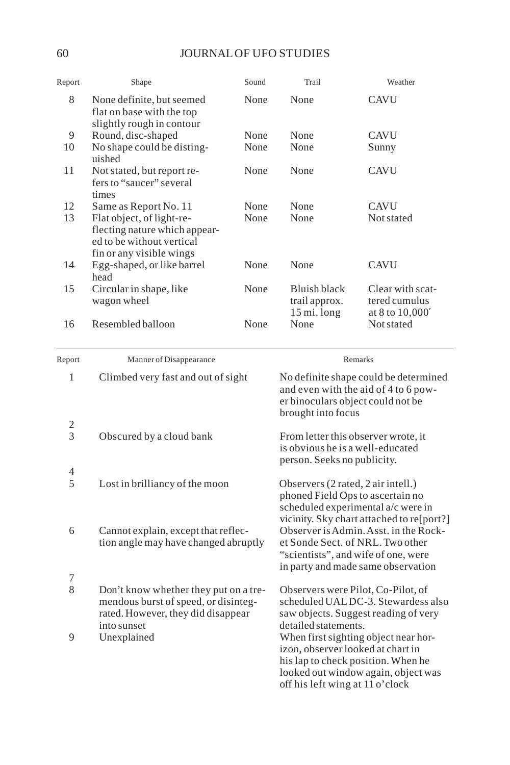| Report | Shape | Sound | Trail | Weather |
|---|---|---|---|---|
| 8 | None definite, but seemed flat on base with the top slightly rough in contour | None | None | CAVU |
| 9 | Round, disc-shaped | None | None | CAVU |
| 10 | No shape could be distinguished | None | None | Sunny |
| 11 | Not stated, but report refers to "saucer" several times | None | None | CAVU |
| 12 | Same as Report No. 11 | None | None | CAVU |
| 13 | Flat object, of light-reflecting nature which appeared to be without vertical fin or any visible wings | None | None | Not stated |
| 14 | Egg-shaped, or like barrel head | None | None | CAVU |
| 15 | Circular in shape, like wagon wheel | None | Bluish black trail approx. 15 mi. long | Clear with scattered cumulus at 8 to 10,000′ |
| 16 | Resembled balloon | None | None | Not stated |

| Report | Manner of Disappearance | Remarks |
|---|---|---|
| 1 | Climbed very fast and out of sight | No definite shape could be determined and even with the aid of 4 to 6 power binoculars object could not be brought into focus |
| 2 | | |
| 3 | Obscured by a cloud bank | From letter this observer wrote, it is obvious he is a well-educated person. Seeks no publicity. |
| 4 | | |
| 5 | Lost in brilliancy of the moon | Observers (2 rated, 2 air intell.) phoned Field Ops to ascertain no scheduled experimental a/c were in vicinity. Sky chart attached to re[port?] |
| 6 | Cannot explain, except that reflection angle may have changed abruptly | Observer is Admin. Asst. in the Rocket Sonde Sect. of NRL. Two other "scientists", and wife of one, were in party and made same observation |
| 7 | | |
| 8 | Don't know whether they put on a tremendous burst of speed, or disintegrated. However, they did disappear into sunset | Observers were Pilot, Co-Pilot, of scheduled UAL DC-3. Stewardess also saw objects. Suggest reading of very detailed statements. |
| 9 | Unexplained | When first sighting object near horizon, observer looked at chart in his lap to check position. When he looked out window again, object was off his left wing at 11 o'clock |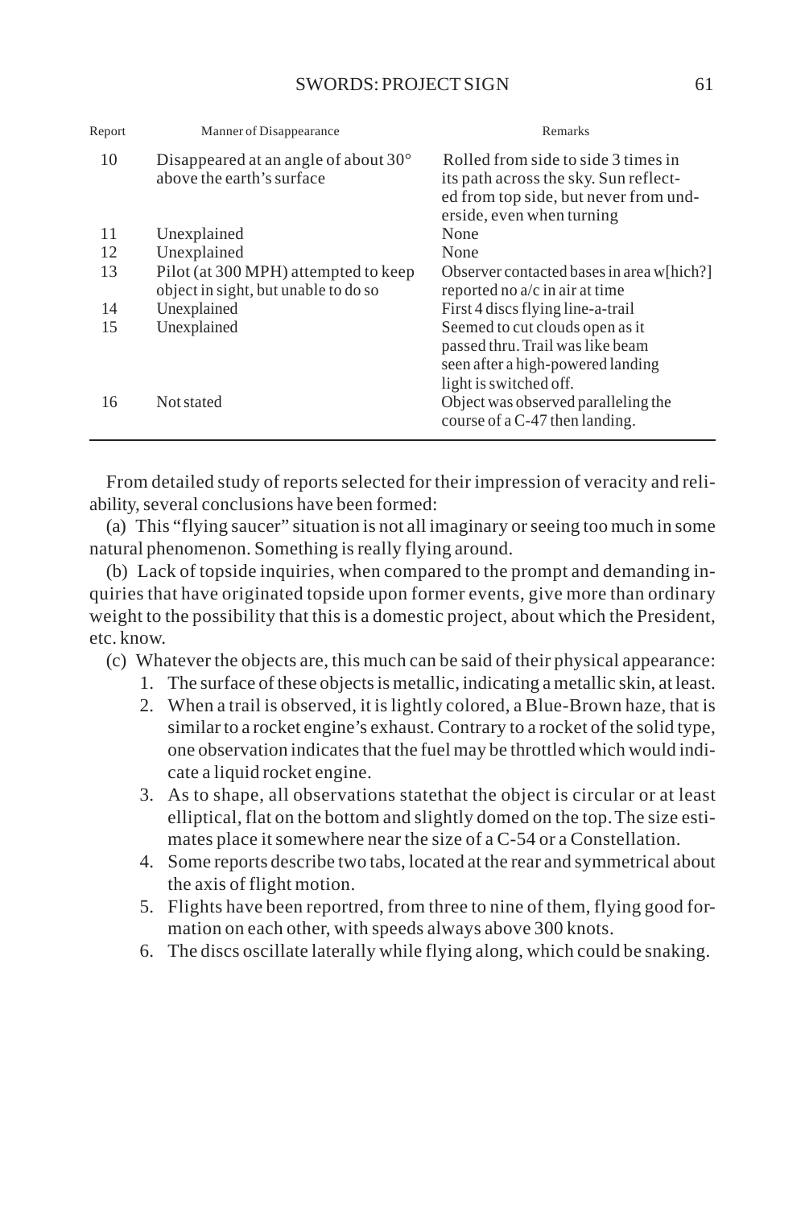| Report | Manner of Disappearance | Remarks |
|---|---|---|
| 10 | Disappeared at an angle of about 30° above the earth's surface | Rolled from side to side 3 times in its path across the sky. Sun reflected from top side, but never from underside, even when turning |
| 11 | Unexplained | None |
| 12 | Unexplained | None |
| 13 | Pilot (at 300 MPH) attempted to keep object in sight, but unable to do so | Observer contacted bases in area w[hich?] reported no a/c in air at time |
| 14 | Unexplained | First 4 discs flying line-a-trail |
| 15 | Unexplained | Seemed to cut clouds open as it passed thru. Trail was like beam seen after a high-powered landing light is switched off. |
| 16 | Not stated | Object was observed paralleling the course of a C-47 then landing. |

From detailed study of reports selected for their impression of veracity and reliability, several conclusions have been formed:

(a) This "flying saucer" situation is not all imaginary or seeing too much in some natural phenomenon. Something is really flying around.

(b) Lack of topside inquiries, when compared to the prompt and demanding inquiries that have originated topside upon former events, give more than ordinary weight to the possibility that this is a domestic project, about which the President, etc. know.

(c) Whatever the objects are, this much can be said of their physical appearance:

1. The surface of these objects is metallic, indicating a metallic skin, at least.
2. When a trail is observed, it is lightly colored, a Blue-Brown haze, that is similar to a rocket engine's exhaust. Contrary to a rocket of the solid type, one observation indicates that the fuel may be throttled which would indicate a liquid rocket engine.
3. As to shape, all observations statethat the object is circular or at least elliptical, flat on the bottom and slightly domed on the top. The size estimates place it somewhere near the size of a C-54 or a Constellation.
4. Some reports describe two tabs, located at the rear and symmetrical about the axis of flight motion.
5. Flights have been reportred, from three to nine of them, flying good formation on each other, with speeds always above 300 knots.
6. The discs oscillate laterally while flying along, which could be snaking.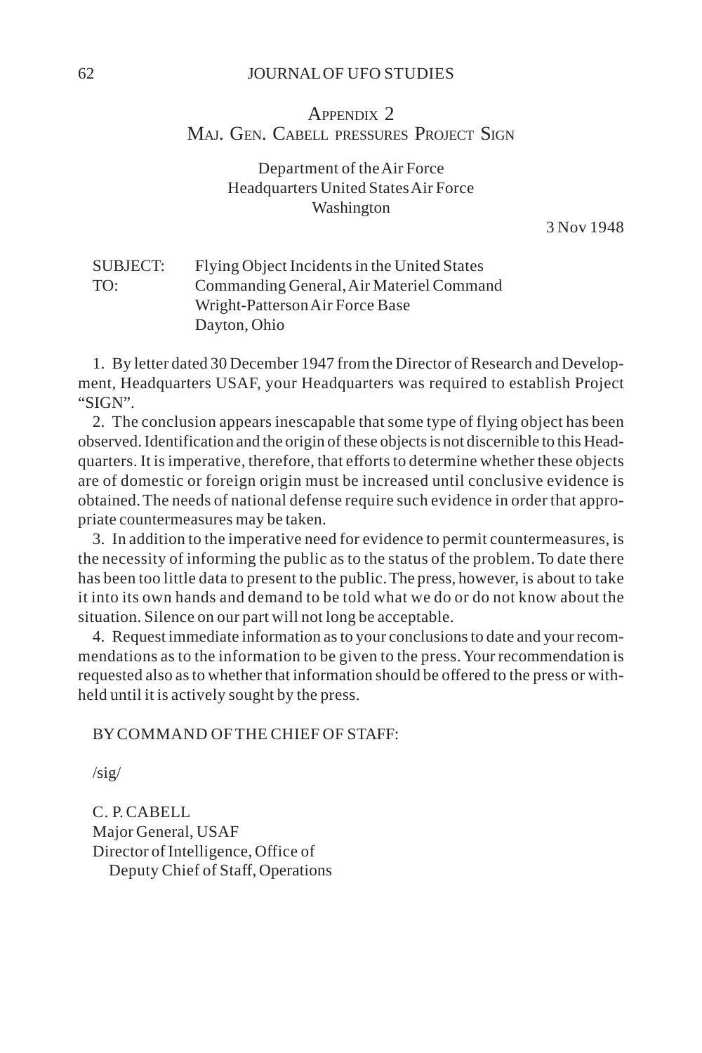## Appendix 2
## Maj. Gen. Cabell pressures Project Sign

Department of the Air Force
Headquarters United States Air Force
Washington

3 Nov 1948

SUBJECT: Flying Object Incidents in the United States
TO: Commanding General, Air Materiel Command
Wright-Patterson Air Force Base
Dayton, Ohio

1. By letter dated 30 December 1947 from the Director of Research and Development, Headquarters USAF, your Headquarters was required to establish Project "SIGN".

2. The conclusion appears inescapable that some type of flying object has been observed. Identification and the origin of these objects is not discernible to this Headquarters. It is imperative, therefore, that efforts to determine whether these objects are of domestic or foreign origin must be increased until conclusive evidence is obtained. The needs of national defense require such evidence in order that appropriate countermeasures may be taken.

3. In addition to the imperative need for evidence to permit countermeasures, is the necessity of informing the public as to the status of the problem. To date there has been too little data to present to the public. The press, however, is about to take it into its own hands and demand to be told what we do or do not know about the situation. Silence on our part will not long be acceptable.

4. Request immediate information as to your conclusions to date and your recommendations as to the information to be given to the press. Your recommendation is requested also as to whether that information should be offered to the press or withheld until it is actively sought by the press.

BY COMMAND OF THE CHIEF OF STAFF:

/sig/

C. P. CABELL
Major General, USAF
Director of Intelligence, Office of
Deputy Chief of Staff, Operations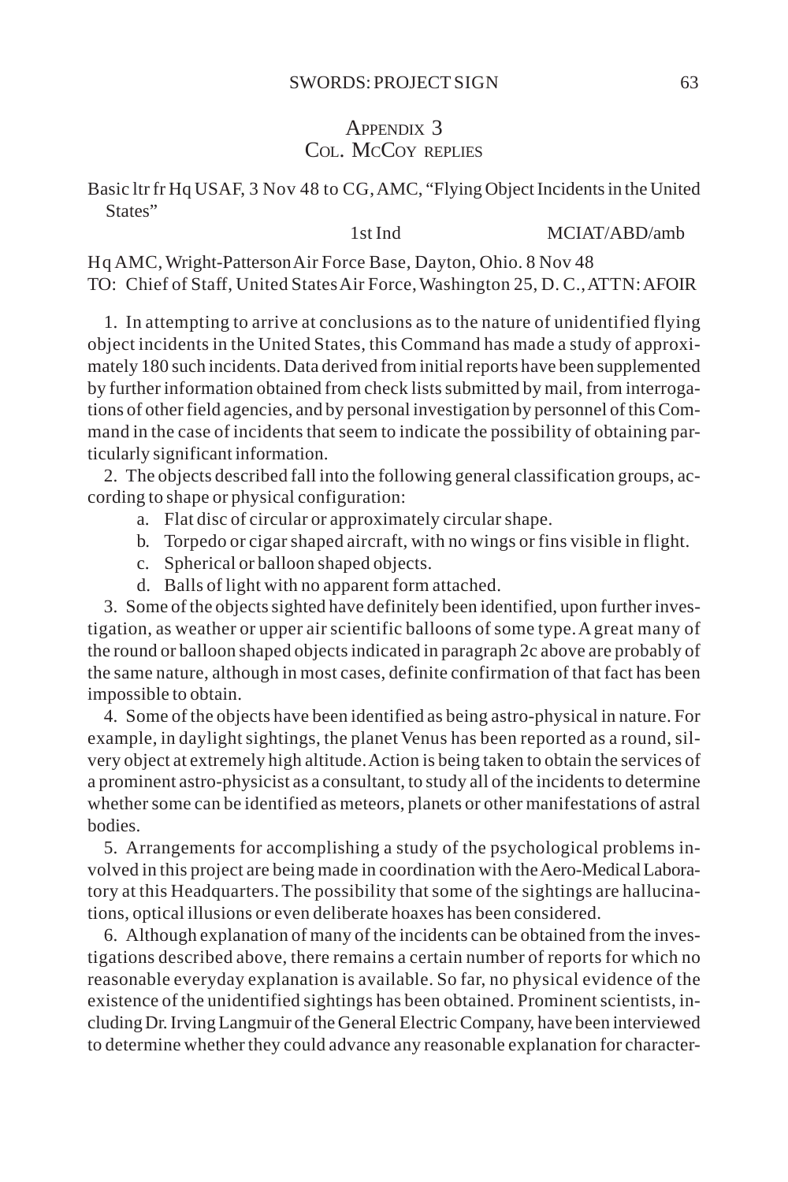## Appendix 3
## Col. McCoy replies

Basic ltr fr Hq USAF, 3 Nov 48 to CG, AMC, "Flying Object Incidents in the United States"

1st Ind MCIAT/ABD/amb

Hq AMC, Wright-Patterson Air Force Base, Dayton, Ohio. 8 Nov 48
TO: Chief of Staff, United States Air Force, Washington 25, D. C., ATTN: AFOIR

1. In attempting to arrive at conclusions as to the nature of unidentified flying object incidents in the United States, this Command has made a study of approximately 180 such incidents. Data derived from initial reports have been supplemented by further information obtained from check lists submitted by mail, from interrogations of other field agencies, and by personal investigation by personnel of this Command in the case of incidents that seem to indicate the possibility of obtaining particularly significant information.

2. The objects described fall into the following general classification groups, according to shape or physical configuration:

a. Flat disc of circular or approximately circular shape.
b. Torpedo or cigar shaped aircraft, with no wings or fins visible in flight.
c. Spherical or balloon shaped objects.
d. Balls of light with no apparent form attached.

3. Some of the objects sighted have definitely been identified, upon further investigation, as weather or upper air scientific balloons of some type. A great many of the round or balloon shaped objects indicated in paragraph 2c above are probably of the same nature, although in most cases, definite confirmation of that fact has been impossible to obtain.

4. Some of the objects have been identified as being astro-physical in nature. For example, in daylight sightings, the planet Venus has been reported as a round, silvery object at extremely high altitude. Action is being taken to obtain the services of a prominent astro-physicist as a consultant, to study all of the incidents to determine whether some can be identified as meteors, planets or other manifestations of astral bodies.

5. Arrangements for accomplishing a study of the psychological problems involved in this project are being made in coordination with the Aero-Medical Laboratory at this Headquarters. The possibility that some of the sightings are hallucinations, optical illusions or even deliberate hoaxes has been considered.

6. Although explanation of many of the incidents can be obtained from the investigations described above, there remains a certain number of reports for which no reasonable everyday explanation is available. So far, no physical evidence of the existence of the unidentified sightings has been obtained. Prominent scientists, including Dr. Irving Langmuir of the General Electric Company, have been interviewed to determine whether they could advance any reasonable explanation for character-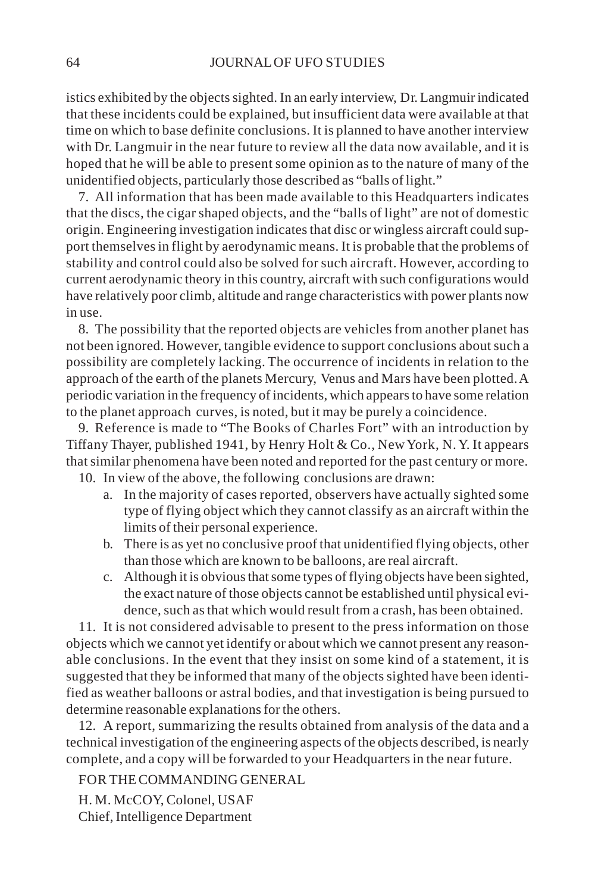istics exhibited by the objects sighted. In an early interview, Dr. Langmuir indicated that these incidents could be explained, but insufficient data were available at that time on which to base definite conclusions. It is planned to have another interview with Dr. Langmuir in the near future to review all the data now available, and it is hoped that he will be able to present some opinion as to the nature of many of the unidentified objects, particularly those described as "balls of light."

7. All information that has been made available to this Headquarters indicates that the discs, the cigar shaped objects, and the "balls of light" are not of domestic origin. Engineering investigation indicates that disc or wingless aircraft could support themselves in flight by aerodynamic means. It is probable that the problems of stability and control could also be solved for such aircraft. However, according to current aerodynamic theory in this country, aircraft with such configurations would have relatively poor climb, altitude and range characteristics with power plants now in use.

8. The possibility that the reported objects are vehicles from another planet has not been ignored. However, tangible evidence to support conclusions about such a possibility are completely lacking. The occurrence of incidents in relation to the approach of the earth of the planets Mercury, Venus and Mars have been plotted. A periodic variation in the frequency of incidents, which appears to have some relation to the planet approach curves, is noted, but it may be purely a coincidence.

9. Reference is made to "The Books of Charles Fort" with an introduction by Tiffany Thayer, published 1941, by Henry Holt & Co., New York, N. Y. It appears that similar phenomena have been noted and reported for the past century or more.

10. In view of the above, the following conclusions are drawn:

   a. In the majority of cases reported, observers have actually sighted some type of flying object which they cannot classify as an aircraft within the limits of their personal experience.

   b. There is as yet no conclusive proof that unidentified flying objects, other than those which are known to be balloons, are real aircraft.

   c. Although it is obvious that some types of flying objects have been sighted, the exact nature of those objects cannot be established until physical evidence, such as that which would result from a crash, has been obtained.

11. It is not considered advisable to present to the press information on those objects which we cannot yet identify or about which we cannot present any reasonable conclusions. In the event that they insist on some kind of a statement, it is suggested that they be informed that many of the objects sighted have been identified as weather balloons or astral bodies, and that investigation is being pursued to determine reasonable explanations for the others.

12. A report, summarizing the results obtained from analysis of the data and a technical investigation of the engineering aspects of the objects described, is nearly complete, and a copy will be forwarded to your Headquarters in the near future.

FOR THE COMMANDING GENERAL

H. M. McCOY, Colonel, USAF  
Chief, Intelligence Department